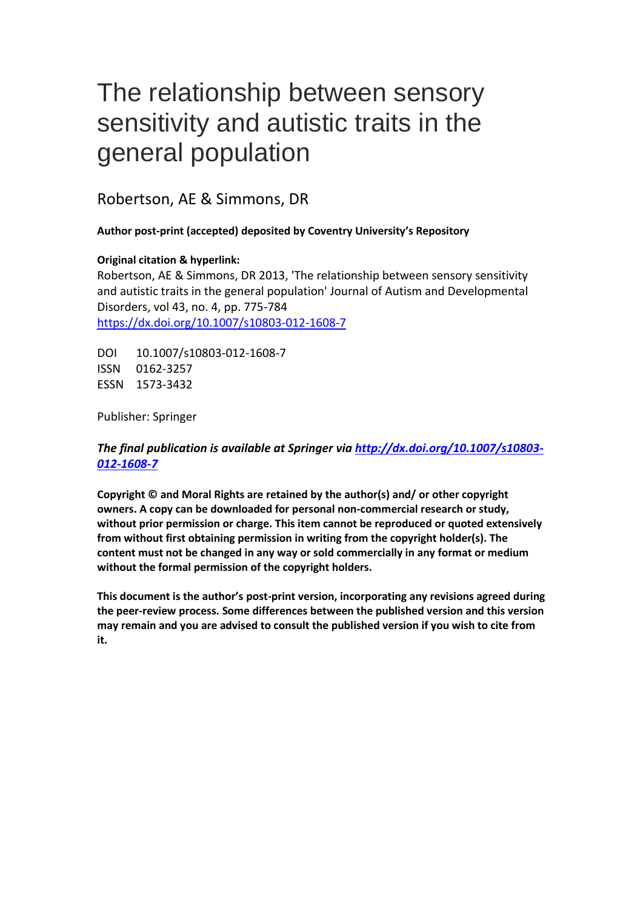# The relationship between sensory sensitivity and autistic traits in the general population

Robertson, AE & Simmons, DR

**Author post-print (accepted) deposited by Coventry University's Repository**

**Original citation & hyperlink:**

Robertson, AE & Simmons, DR 2013, 'The relationship between sensory sensitivity and autistic traits in the general population' Journal of Autism and Developmental Disorders, vol 43, no. 4, pp. 775-784

https://dx.doi.org/10.1007/s10803-012-1608-7

DOI 10.1007/s10803-012-1608-7
ISSN 0162-3257
ESSN 1573-3432

Publisher: Springer

***The final publication is available at Springer via http://dx.doi.org/10.1007/s10803-012-1608-7***

**Copyright © and Moral Rights are retained by the author(s) and/ or other copyright owners. A copy can be downloaded for personal non-commercial research or study, without prior permission or charge. This item cannot be reproduced or quoted extensively from without first obtaining permission in writing from the copyright holder(s). The content must not be changed in any way or sold commercially in any format or medium without the formal permission of the copyright holders.**

**This document is the author's post-print version, incorporating any revisions agreed during the peer-review process. Some differences between the published version and this version may remain and you are advised to consult the published version if you wish to cite from it.**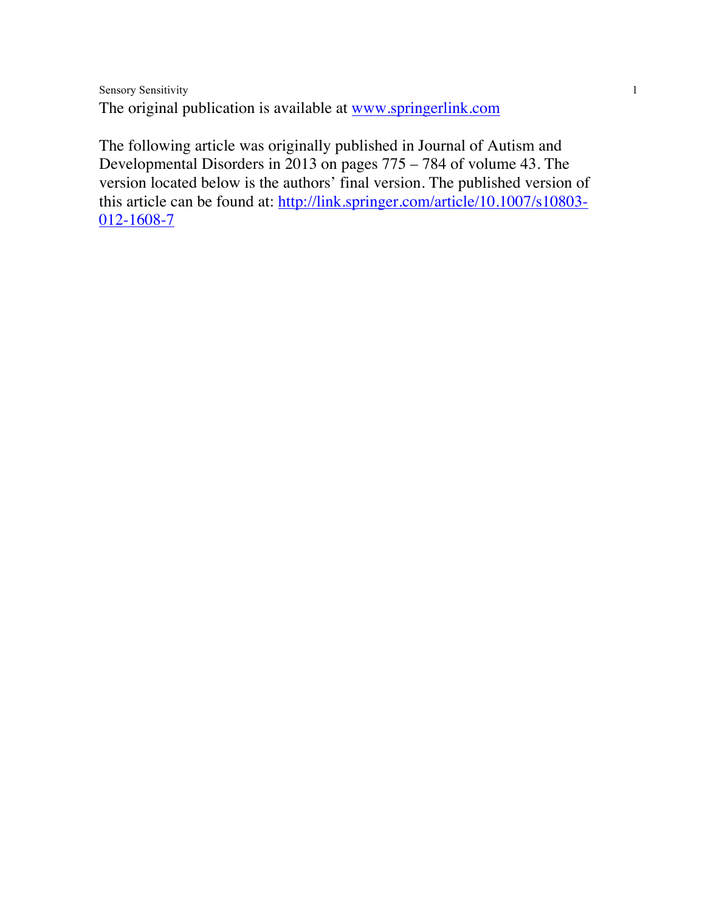The original publication is available at [www.springerlink.com](http://www.springerlink.com)

The following article was originally published in Journal of Autism and Developmental Disorders in 2013 on pages 775 – 784 of volume 43. The version located below is the authors' final version. The published version of this article can be found at: [http://link.springer.com/article/10.1007/s10803-012-1608-7](http://link.springer.com/article/10.1007/s10803-012-1608-7)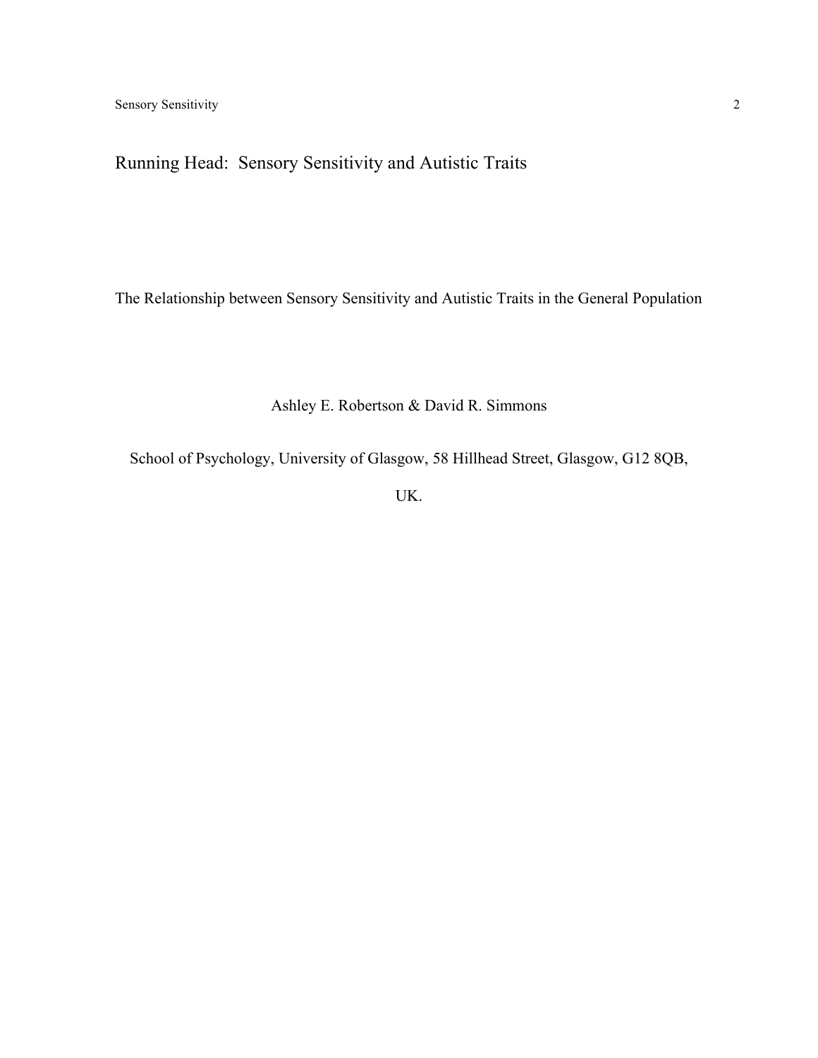Running Head: Sensory Sensitivity and Autistic Traits

The Relationship between Sensory Sensitivity and Autistic Traits in the General Population

Ashley E. Robertson & David R. Simmons

School of Psychology, University of Glasgow, 58 Hillhead Street, Glasgow, G12 8QB, UK.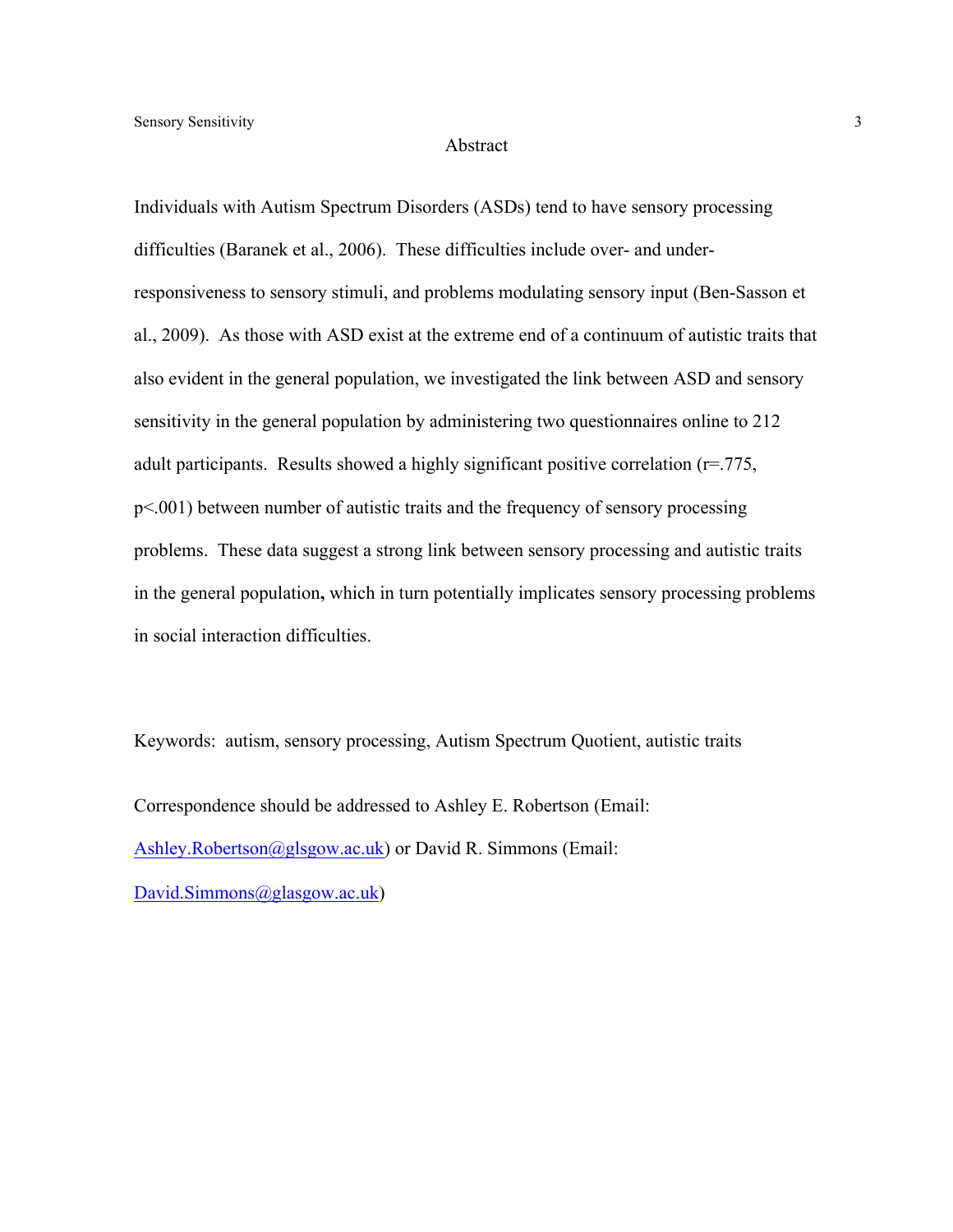## Abstract

Individuals with Autism Spectrum Disorders (ASDs) tend to have sensory processing difficulties (Baranek et al., 2006). These difficulties include over- and under-responsiveness to sensory stimuli, and problems modulating sensory input (Ben-Sasson et al., 2009). As those with ASD exist at the extreme end of a continuum of autistic traits that also evident in the general population, we investigated the link between ASD and sensory sensitivity in the general population by administering two questionnaires online to 212 adult participants. Results showed a highly significant positive correlation ($r=.775$, $p<.001$) between number of autistic traits and the frequency of sensory processing problems. These data suggest a strong link between sensory processing and autistic traits in the general population**,** which in turn potentially implicates sensory processing problems in social interaction difficulties.

Keywords: autism, sensory processing, Autism Spectrum Quotient, autistic traits

Correspondence should be addressed to Ashley E. Robertson (Email: Ashley.Robertson@glsgow.ac.uk) or David R. Simmons (Email: David.Simmons@glasgow.ac.uk)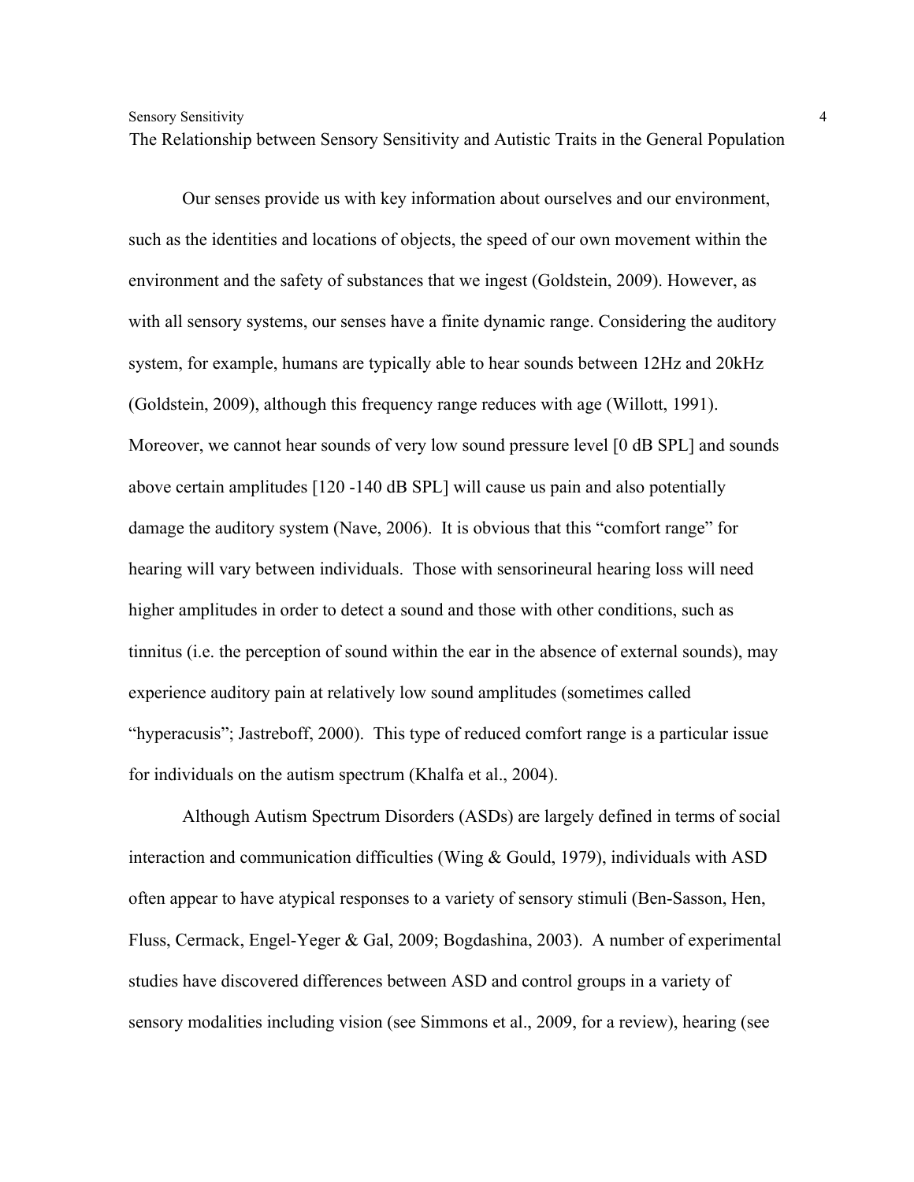# The Relationship between Sensory Sensitivity and Autistic Traits in the General Population

Our senses provide us with key information about ourselves and our environment, such as the identities and locations of objects, the speed of our own movement within the environment and the safety of substances that we ingest (Goldstein, 2009). However, as with all sensory systems, our senses have a finite dynamic range. Considering the auditory system, for example, humans are typically able to hear sounds between 12Hz and 20kHz (Goldstein, 2009), although this frequency range reduces with age (Willott, 1991). Moreover, we cannot hear sounds of very low sound pressure level [0 dB SPL] and sounds above certain amplitudes [120 -140 dB SPL] will cause us pain and also potentially damage the auditory system (Nave, 2006). It is obvious that this "comfort range" for hearing will vary between individuals. Those with sensorineural hearing loss will need higher amplitudes in order to detect a sound and those with other conditions, such as tinnitus (i.e. the perception of sound within the ear in the absence of external sounds), may experience auditory pain at relatively low sound amplitudes (sometimes called "hyperacusis"; Jastreboff, 2000). This type of reduced comfort range is a particular issue for individuals on the autism spectrum (Khalfa et al., 2004).

Although Autism Spectrum Disorders (ASDs) are largely defined in terms of social interaction and communication difficulties (Wing & Gould, 1979), individuals with ASD often appear to have atypical responses to a variety of sensory stimuli (Ben-Sasson, Hen, Fluss, Cermack, Engel-Yeger & Gal, 2009; Bogdashina, 2003). A number of experimental studies have discovered differences between ASD and control groups in a variety of sensory modalities including vision (see Simmons et al., 2009, for a review), hearing (see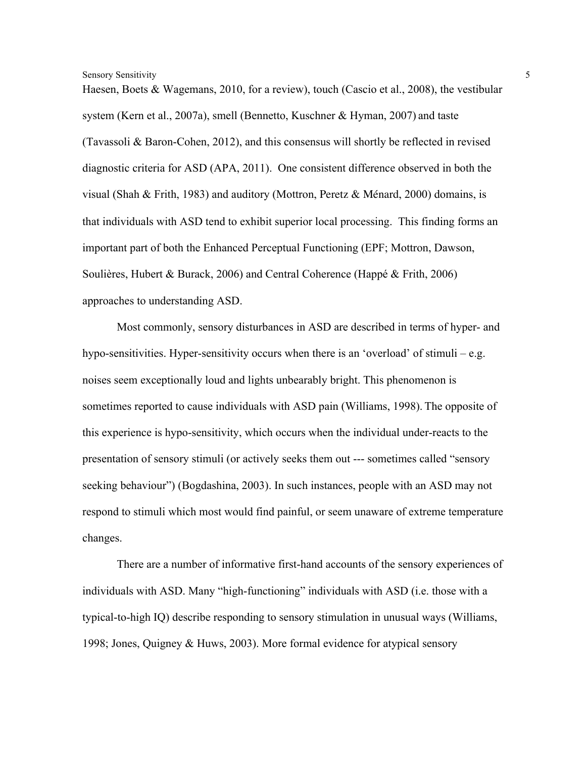Haesen, Boets & Wagemans, 2010, for a review), touch (Cascio et al., 2008), the vestibular system (Kern et al., 2007a), smell (Bennetto, Kuschner & Hyman, 2007) and taste (Tavassoli & Baron-Cohen, 2012), and this consensus will shortly be reflected in revised diagnostic criteria for ASD (APA, 2011). One consistent difference observed in both the visual (Shah & Frith, 1983) and auditory (Mottron, Peretz & Ménard, 2000) domains, is that individuals with ASD tend to exhibit superior local processing. This finding forms an important part of both the Enhanced Perceptual Functioning (EPF; Mottron, Dawson, Soulières, Hubert & Burack, 2006) and Central Coherence (Happé & Frith, 2006) approaches to understanding ASD.

Most commonly, sensory disturbances in ASD are described in terms of hyper- and hypo-sensitivities. Hyper-sensitivity occurs when there is an 'overload' of stimuli – e.g. noises seem exceptionally loud and lights unbearably bright. This phenomenon is sometimes reported to cause individuals with ASD pain (Williams, 1998). The opposite of this experience is hypo-sensitivity, which occurs when the individual under-reacts to the presentation of sensory stimuli (or actively seeks them out --- sometimes called "sensory seeking behaviour") (Bogdashina, 2003). In such instances, people with an ASD may not respond to stimuli which most would find painful, or seem unaware of extreme temperature changes.

There are a number of informative first-hand accounts of the sensory experiences of individuals with ASD. Many "high-functioning" individuals with ASD (i.e. those with a typical-to-high IQ) describe responding to sensory stimulation in unusual ways (Williams, 1998; Jones, Quigney & Huws, 2003). More formal evidence for atypical sensory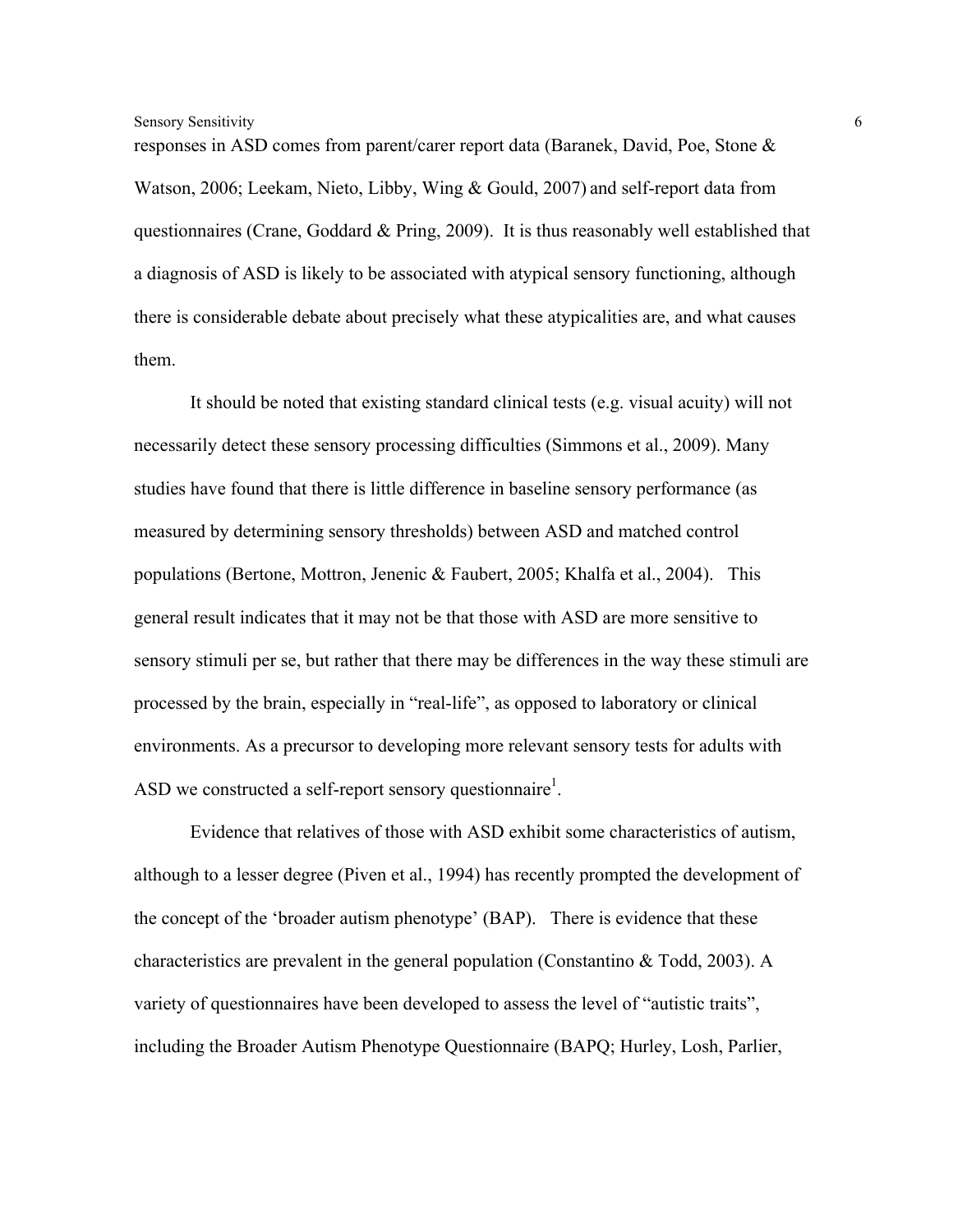responses in ASD comes from parent/carer report data (Baranek, David, Poe, Stone & Watson, 2006; Leekam, Nieto, Libby, Wing & Gould, 2007) and self-report data from questionnaires (Crane, Goddard & Pring, 2009). It is thus reasonably well established that a diagnosis of ASD is likely to be associated with atypical sensory functioning, although there is considerable debate about precisely what these atypicalities are, and what causes them.

It should be noted that existing standard clinical tests (e.g. visual acuity) will not necessarily detect these sensory processing difficulties (Simmons et al., 2009). Many studies have found that there is little difference in baseline sensory performance (as measured by determining sensory thresholds) between ASD and matched control populations (Bertone, Mottron, Jenenic & Faubert, 2005; Khalfa et al., 2004). This general result indicates that it may not be that those with ASD are more sensitive to sensory stimuli per se, but rather that there may be differences in the way these stimuli are processed by the brain, especially in "real-life", as opposed to laboratory or clinical environments. As a precursor to developing more relevant sensory tests for adults with ASD we constructed a self-report sensory questionnaire[1].

Evidence that relatives of those with ASD exhibit some characteristics of autism, although to a lesser degree (Piven et al., 1994) has recently prompted the development of the concept of the 'broader autism phenotype' (BAP). There is evidence that these characteristics are prevalent in the general population (Constantino & Todd, 2003). A variety of questionnaires have been developed to assess the level of "autistic traits", including the Broader Autism Phenotype Questionnaire (BAPQ; Hurley, Losh, Parlier,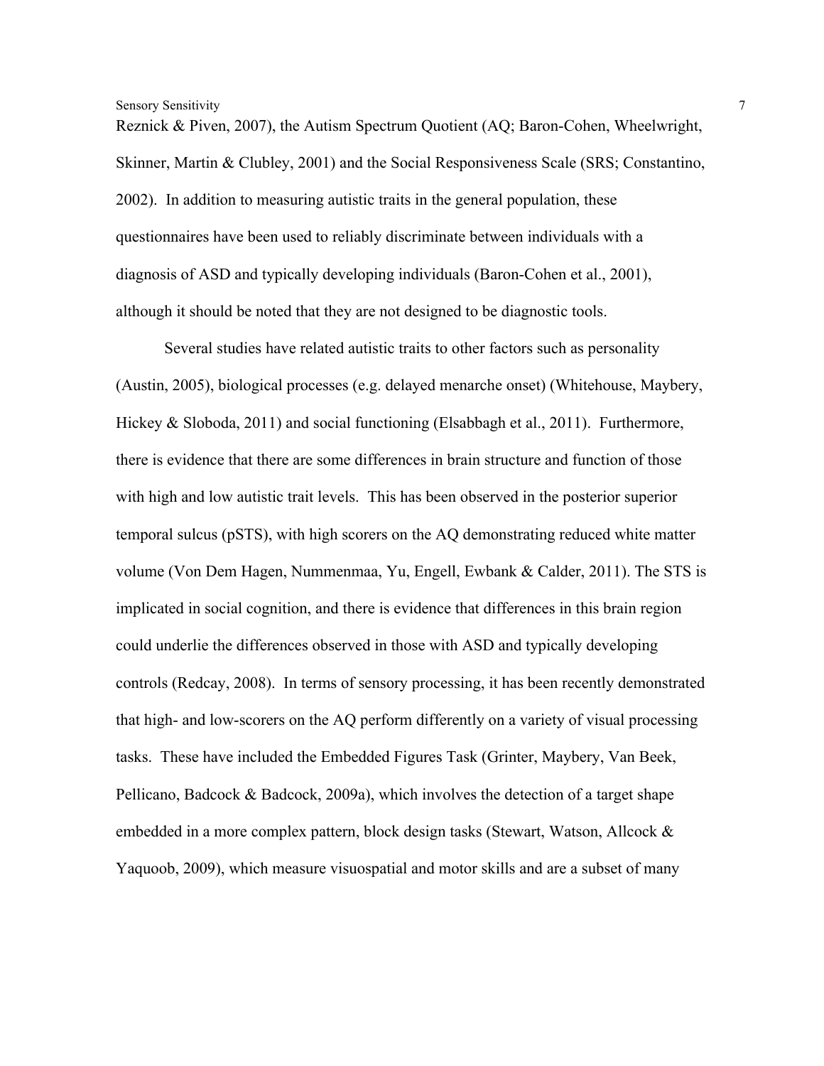Reznick & Piven, 2007), the Autism Spectrum Quotient (AQ; Baron-Cohen, Wheelwright, Skinner, Martin & Clubley, 2001) and the Social Responsiveness Scale (SRS; Constantino, 2002). In addition to measuring autistic traits in the general population, these questionnaires have been used to reliably discriminate between individuals with a diagnosis of ASD and typically developing individuals (Baron-Cohen et al., 2001), although it should be noted that they are not designed to be diagnostic tools.

Several studies have related autistic traits to other factors such as personality (Austin, 2005), biological processes (e.g. delayed menarche onset) (Whitehouse, Maybery, Hickey & Sloboda, 2011) and social functioning (Elsabbagh et al., 2011). Furthermore, there is evidence that there are some differences in brain structure and function of those with high and low autistic trait levels. This has been observed in the posterior superior temporal sulcus (pSTS), with high scorers on the AQ demonstrating reduced white matter volume (Von Dem Hagen, Nummenmaa, Yu, Engell, Ewbank & Calder, 2011). The STS is implicated in social cognition, and there is evidence that differences in this brain region could underlie the differences observed in those with ASD and typically developing controls (Redcay, 2008). In terms of sensory processing, it has been recently demonstrated that high- and low-scorers on the AQ perform differently on a variety of visual processing tasks. These have included the Embedded Figures Task (Grinter, Maybery, Van Beek, Pellicano, Badcock & Badcock, 2009a), which involves the detection of a target shape embedded in a more complex pattern, block design tasks (Stewart, Watson, Allcock & Yaquoob, 2009), which measure visuospatial and motor skills and are a subset of many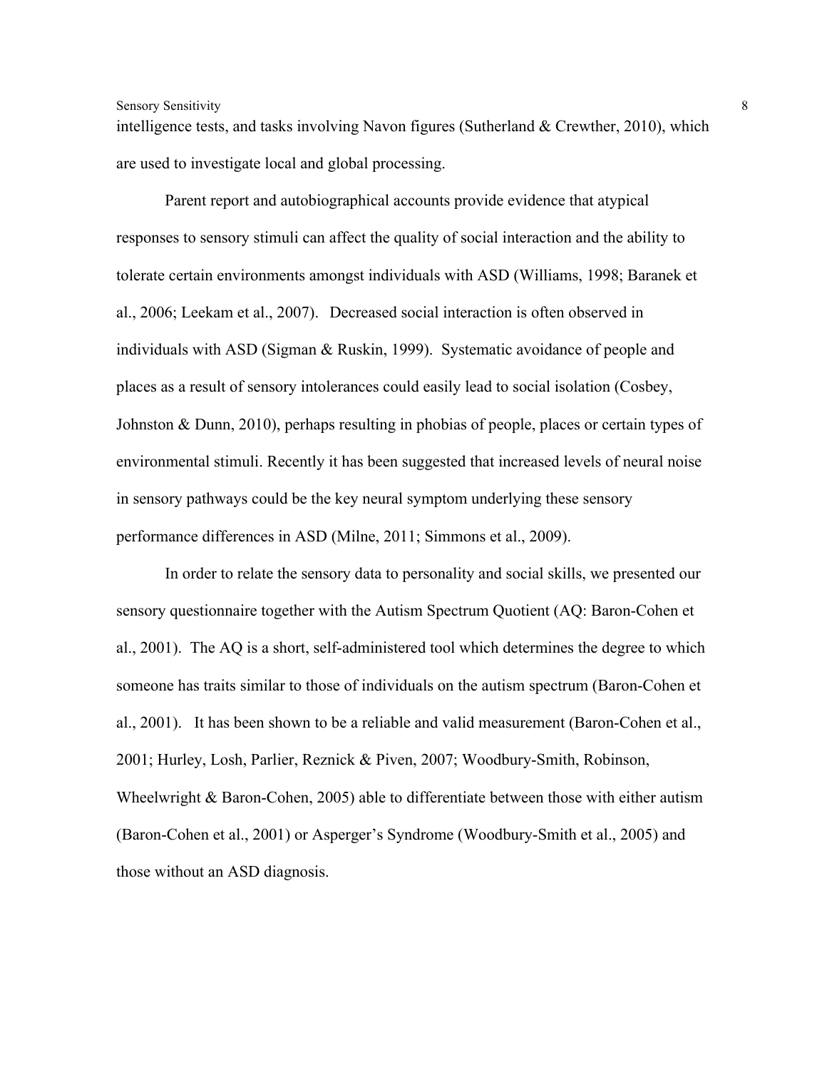intelligence tests, and tasks involving Navon figures (Sutherland & Crewther, 2010), which are used to investigate local and global processing.

Parent report and autobiographical accounts provide evidence that atypical responses to sensory stimuli can affect the quality of social interaction and the ability to tolerate certain environments amongst individuals with ASD (Williams, 1998; Baranek et al., 2006; Leekam et al., 2007). Decreased social interaction is often observed in individuals with ASD (Sigman & Ruskin, 1999). Systematic avoidance of people and places as a result of sensory intolerances could easily lead to social isolation (Cosbey, Johnston & Dunn, 2010), perhaps resulting in phobias of people, places or certain types of environmental stimuli. Recently it has been suggested that increased levels of neural noise in sensory pathways could be the key neural symptom underlying these sensory performance differences in ASD (Milne, 2011; Simmons et al., 2009).

In order to relate the sensory data to personality and social skills, we presented our sensory questionnaire together with the Autism Spectrum Quotient (AQ: Baron-Cohen et al., 2001). The AQ is a short, self-administered tool which determines the degree to which someone has traits similar to those of individuals on the autism spectrum (Baron-Cohen et al., 2001). It has been shown to be a reliable and valid measurement (Baron-Cohen et al., 2001; Hurley, Losh, Parlier, Reznick & Piven, 2007; Woodbury-Smith, Robinson, Wheelwright & Baron-Cohen, 2005) able to differentiate between those with either autism (Baron-Cohen et al., 2001) or Asperger's Syndrome (Woodbury-Smith et al., 2005) and those without an ASD diagnosis.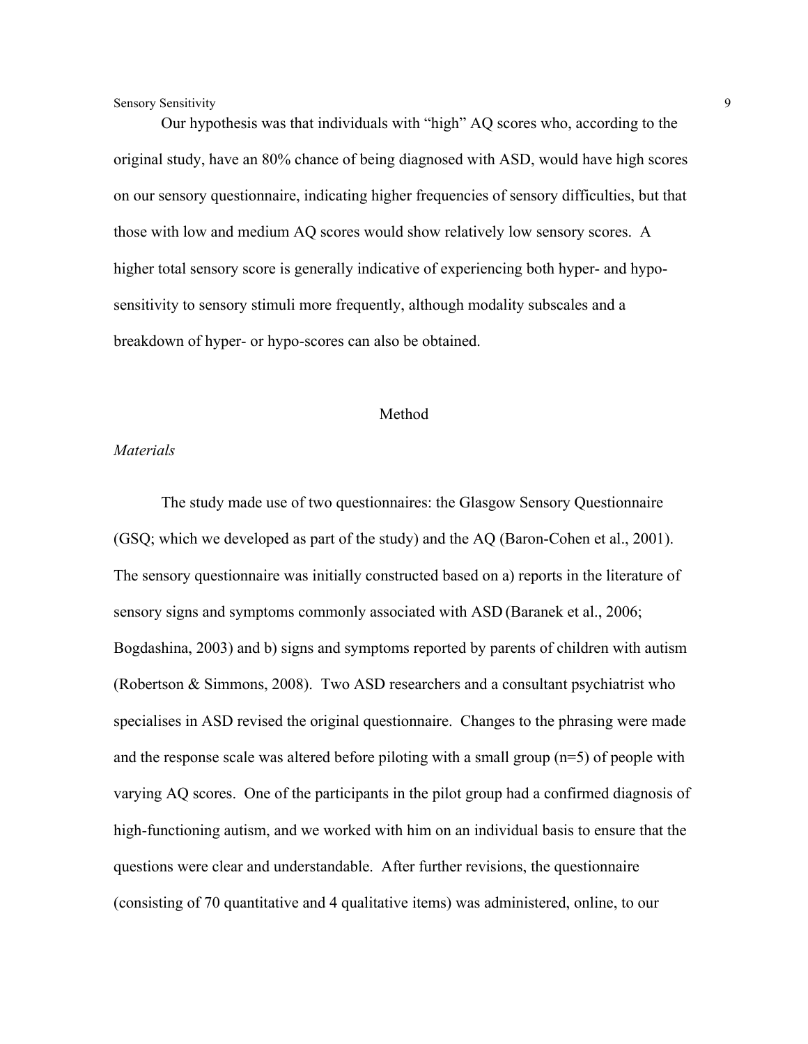Our hypothesis was that individuals with "high" AQ scores who, according to the original study, have an 80% chance of being diagnosed with ASD, would have high scores on our sensory questionnaire, indicating higher frequencies of sensory difficulties, but that those with low and medium AQ scores would show relatively low sensory scores. A higher total sensory score is generally indicative of experiencing both hyper- and hypo-sensitivity to sensory stimuli more frequently, although modality subscales and a breakdown of hyper- or hypo-scores can also be obtained.

## Method

### *Materials*

The study made use of two questionnaires: the Glasgow Sensory Questionnaire (GSQ; which we developed as part of the study) and the AQ (Baron-Cohen et al., 2001). The sensory questionnaire was initially constructed based on a) reports in the literature of sensory signs and symptoms commonly associated with ASD (Baranek et al., 2006; Bogdashina, 2003) and b) signs and symptoms reported by parents of children with autism (Robertson & Simmons, 2008). Two ASD researchers and a consultant psychiatrist who specialises in ASD revised the original questionnaire. Changes to the phrasing were made and the response scale was altered before piloting with a small group (n=5) of people with varying AQ scores. One of the participants in the pilot group had a confirmed diagnosis of high-functioning autism, and we worked with him on an individual basis to ensure that the questions were clear and understandable. After further revisions, the questionnaire (consisting of 70 quantitative and 4 qualitative items) was administered, online, to our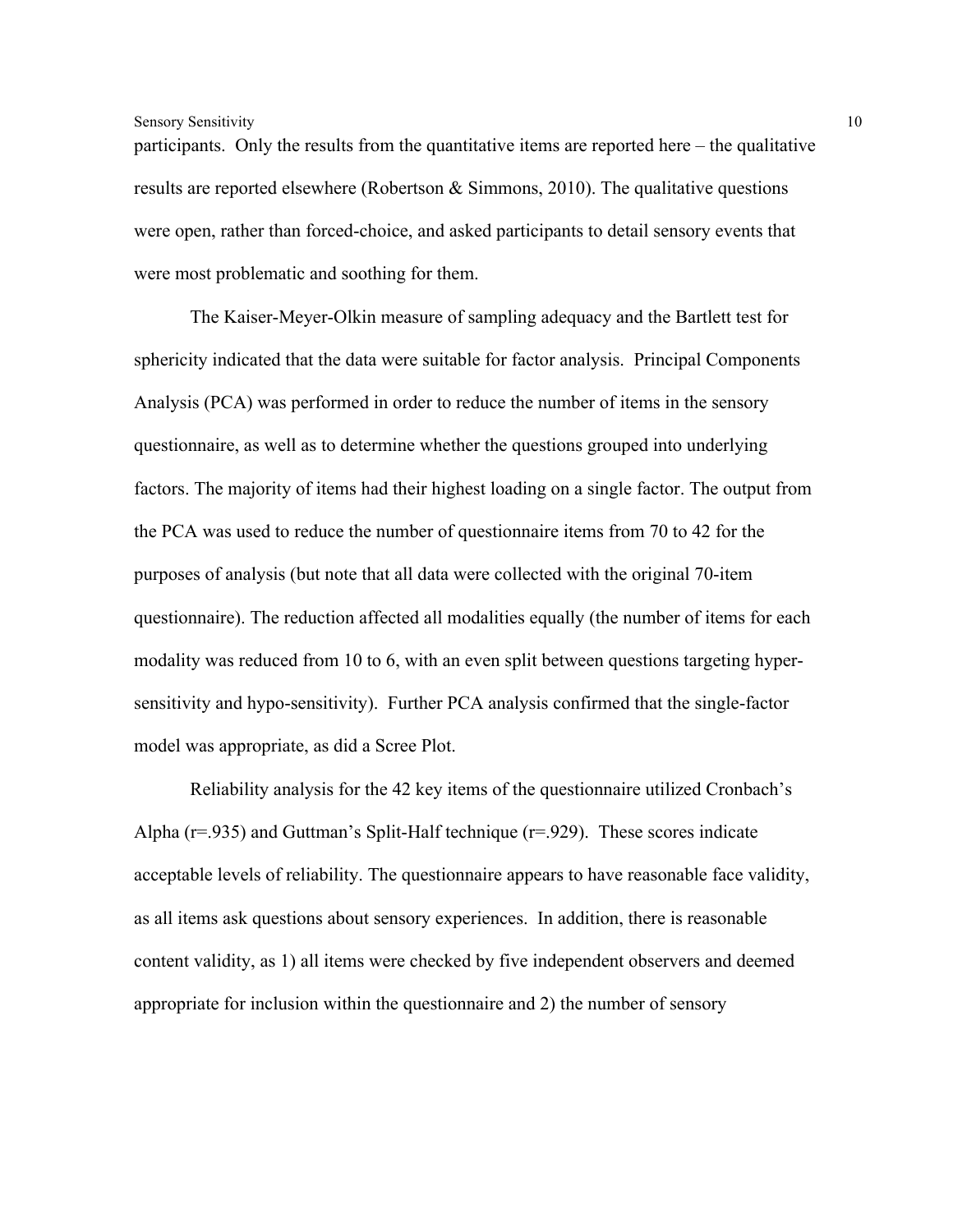participants. Only the results from the quantitative items are reported here – the qualitative results are reported elsewhere (Robertson & Simmons, 2010). The qualitative questions were open, rather than forced-choice, and asked participants to detail sensory events that were most problematic and soothing for them.

The Kaiser-Meyer-Olkin measure of sampling adequacy and the Bartlett test for sphericity indicated that the data were suitable for factor analysis. Principal Components Analysis (PCA) was performed in order to reduce the number of items in the sensory questionnaire, as well as to determine whether the questions grouped into underlying factors. The majority of items had their highest loading on a single factor. The output from the PCA was used to reduce the number of questionnaire items from 70 to 42 for the purposes of analysis (but note that all data were collected with the original 70-item questionnaire). The reduction affected all modalities equally (the number of items for each modality was reduced from 10 to 6, with an even split between questions targeting hyper-sensitivity and hypo-sensitivity). Further PCA analysis confirmed that the single-factor model was appropriate, as did a Scree Plot.

Reliability analysis for the 42 key items of the questionnaire utilized Cronbach's Alpha ($r=.935$) and Guttman's Split-Half technique ($r=.929$). These scores indicate acceptable levels of reliability. The questionnaire appears to have reasonable face validity, as all items ask questions about sensory experiences. In addition, there is reasonable content validity, as 1) all items were checked by five independent observers and deemed appropriate for inclusion within the questionnaire and 2) the number of sensory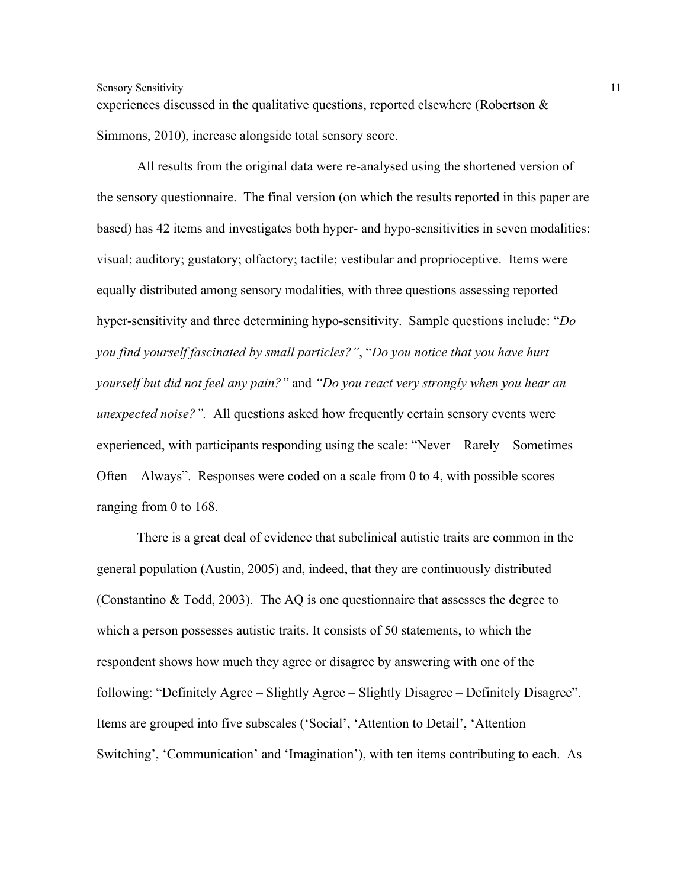experiences discussed in the qualitative questions, reported elsewhere (Robertson & Simmons, 2010), increase alongside total sensory score.

All results from the original data were re-analysed using the shortened version of the sensory questionnaire. The final version (on which the results reported in this paper are based) has 42 items and investigates both hyper- and hypo-sensitivities in seven modalities: visual; auditory; gustatory; olfactory; tactile; vestibular and proprioceptive. Items were equally distributed among sensory modalities, with three questions assessing reported hyper-sensitivity and three determining hypo-sensitivity. Sample questions include: "*Do you find yourself fascinated by small particles?"*, "*Do you notice that you have hurt yourself but did not feel any pain?"* and *"Do you react very strongly when you hear an unexpected noise?".* All questions asked how frequently certain sensory events were experienced, with participants responding using the scale: "Never – Rarely – Sometimes – Often – Always". Responses were coded on a scale from 0 to 4, with possible scores ranging from 0 to 168.

There is a great deal of evidence that subclinical autistic traits are common in the general population (Austin, 2005) and, indeed, that they are continuously distributed (Constantino & Todd, 2003). The AQ is one questionnaire that assesses the degree to which a person possesses autistic traits. It consists of 50 statements, to which the respondent shows how much they agree or disagree by answering with one of the following: "Definitely Agree – Slightly Agree – Slightly Disagree – Definitely Disagree". Items are grouped into five subscales ('Social', 'Attention to Detail', 'Attention Switching', 'Communication' and 'Imagination'), with ten items contributing to each. As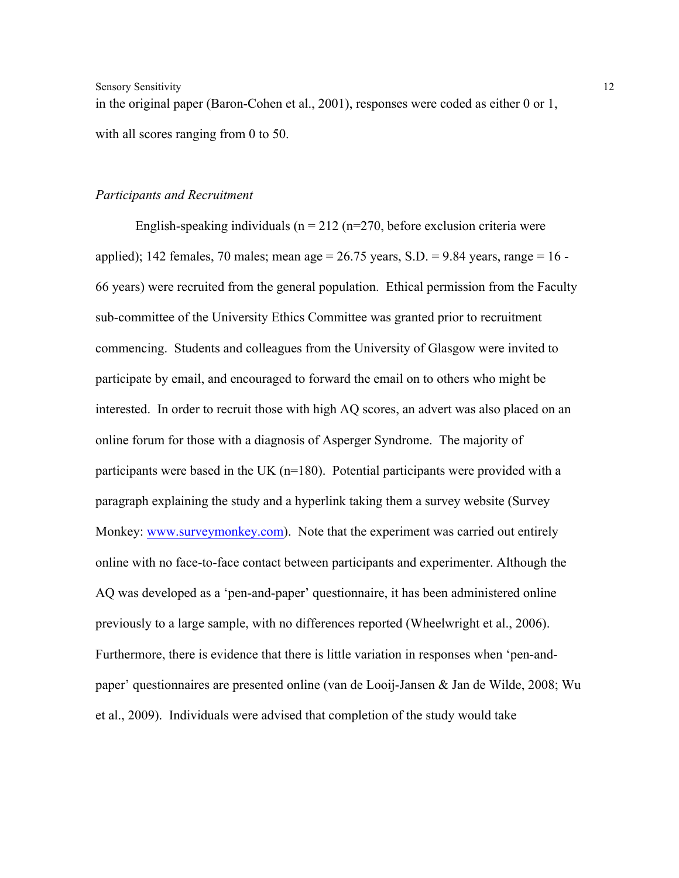in the original paper (Baron-Cohen et al., 2001), responses were coded as either 0 or 1, with all scores ranging from 0 to 50.

*Participants and Recruitment*

English-speaking individuals (n = 212 (n=270, before exclusion criteria were applied); 142 females, 70 males; mean age = 26.75 years, S.D. = 9.84 years, range = 16 - 66 years) were recruited from the general population. Ethical permission from the Faculty sub-committee of the University Ethics Committee was granted prior to recruitment commencing. Students and colleagues from the University of Glasgow were invited to participate by email, and encouraged to forward the email on to others who might be interested. In order to recruit those with high AQ scores, an advert was also placed on an online forum for those with a diagnosis of Asperger Syndrome. The majority of participants were based in the UK (n=180). Potential participants were provided with a paragraph explaining the study and a hyperlink taking them a survey website (Survey Monkey: [www.surveymonkey.com](http://www.surveymonkey.com)). Note that the experiment was carried out entirely online with no face-to-face contact between participants and experimenter. Although the AQ was developed as a 'pen-and-paper' questionnaire, it has been administered online previously to a large sample, with no differences reported (Wheelwright et al., 2006). Furthermore, there is evidence that there is little variation in responses when 'pen-and-paper' questionnaires are presented online (van de Looij-Jansen & Jan de Wilde, 2008; Wu et al., 2009). Individuals were advised that completion of the study would take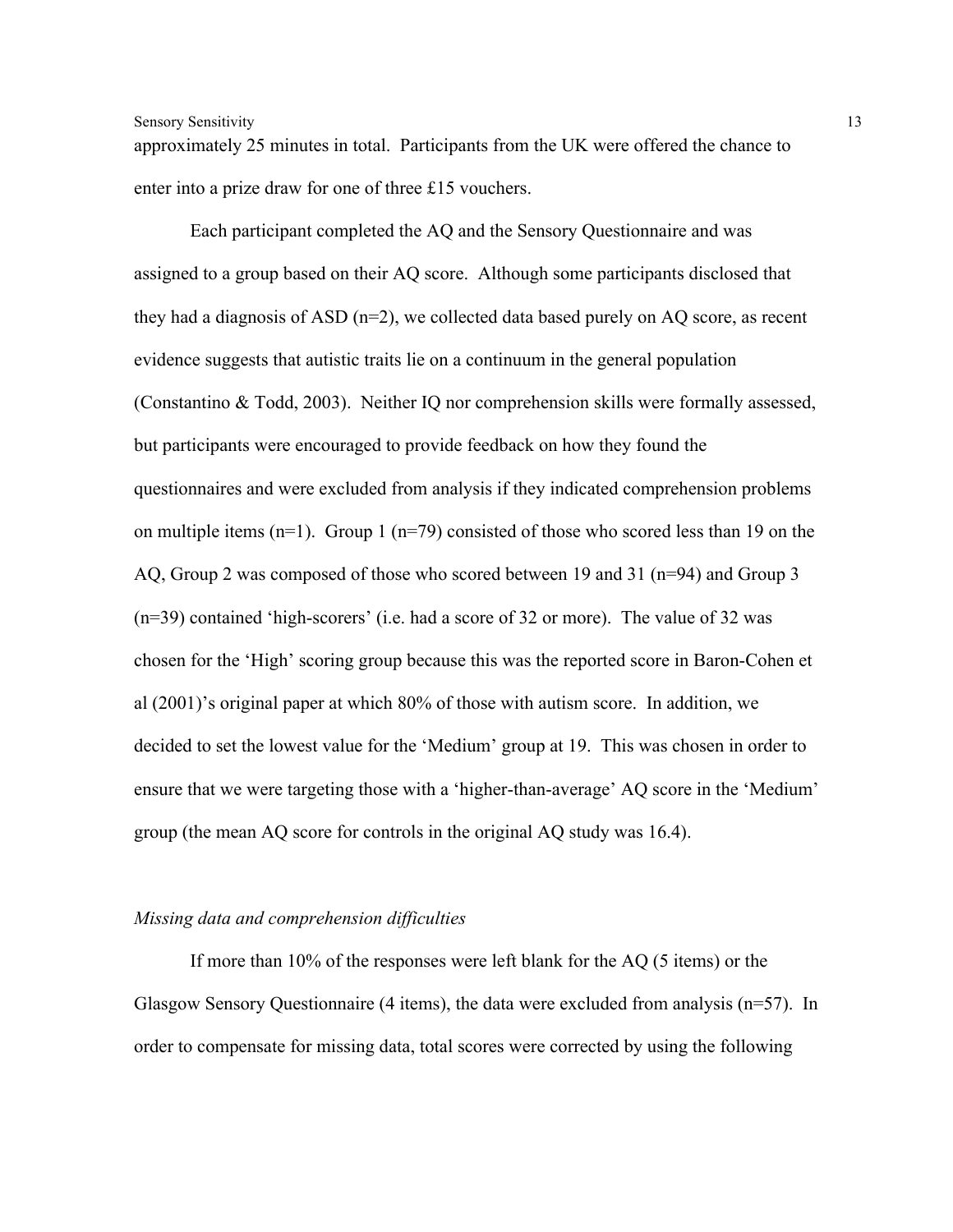approximately 25 minutes in total. Participants from the UK were offered the chance to enter into a prize draw for one of three £15 vouchers.

Each participant completed the AQ and the Sensory Questionnaire and was assigned to a group based on their AQ score. Although some participants disclosed that they had a diagnosis of ASD (n=2), we collected data based purely on AQ score, as recent evidence suggests that autistic traits lie on a continuum in the general population (Constantino & Todd, 2003). Neither IQ nor comprehension skills were formally assessed, but participants were encouraged to provide feedback on how they found the questionnaires and were excluded from analysis if they indicated comprehension problems on multiple items (n=1). Group 1 (n=79) consisted of those who scored less than 19 on the AQ, Group 2 was composed of those who scored between 19 and 31 (n=94) and Group 3 (n=39) contained 'high-scorers' (i.e. had a score of 32 or more). The value of 32 was chosen for the 'High' scoring group because this was the reported score in Baron-Cohen et al (2001)'s original paper at which 80% of those with autism score. In addition, we decided to set the lowest value for the 'Medium' group at 19. This was chosen in order to ensure that we were targeting those with a 'higher-than-average' AQ score in the 'Medium' group (the mean AQ score for controls in the original AQ study was 16.4).

*Missing data and comprehension difficulties*

If more than 10% of the responses were left blank for the AQ (5 items) or the Glasgow Sensory Questionnaire (4 items), the data were excluded from analysis (n=57). In order to compensate for missing data, total scores were corrected by using the following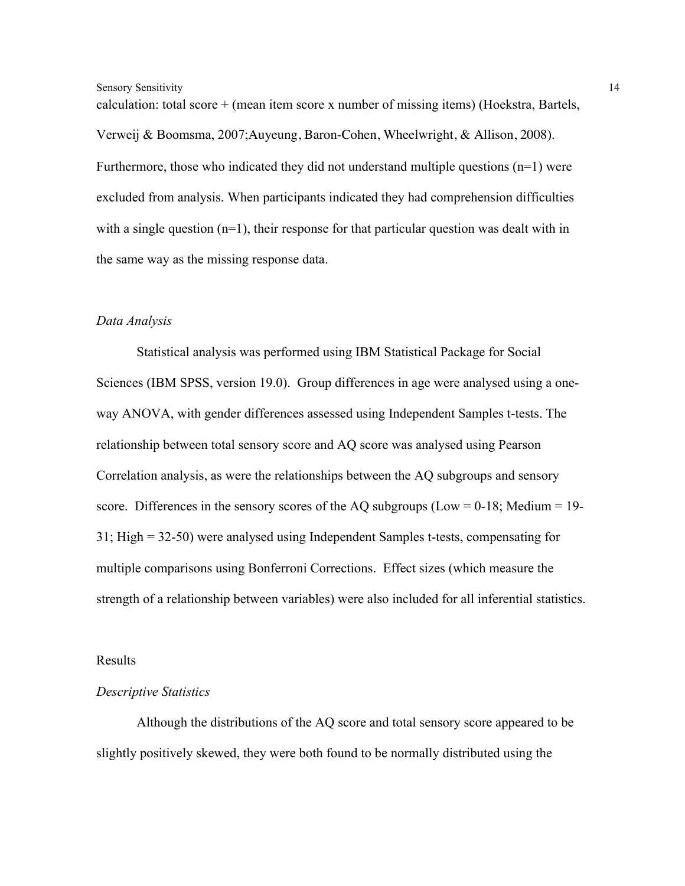calculation: total score + (mean item score x number of missing items) (Hoekstra, Bartels, Verweij & Boomsma, 2007;Auyeung, Baron-Cohen, Wheelwright, & Allison, 2008). Furthermore, those who indicated they did not understand multiple questions (n=1) were excluded from analysis. When participants indicated they had comprehension difficulties with a single question (n=1), their response for that particular question was dealt with in the same way as the missing response data.

### *Data Analysis*

Statistical analysis was performed using IBM Statistical Package for Social Sciences (IBM SPSS, version 19.0). Group differences in age were analysed using a one-way ANOVA, with gender differences assessed using Independent Samples t-tests. The relationship between total sensory score and AQ score was analysed using Pearson Correlation analysis, as were the relationships between the AQ subgroups and sensory score. Differences in the sensory scores of the AQ subgroups (Low = 0-18; Medium = 19-31; High = 32-50) were analysed using Independent Samples t-tests, compensating for multiple comparisons using Bonferroni Corrections. Effect sizes (which measure the strength of a relationship between variables) were also included for all inferential statistics.

## Results

### *Descriptive Statistics*

Although the distributions of the AQ score and total sensory score appeared to be slightly positively skewed, they were both found to be normally distributed using the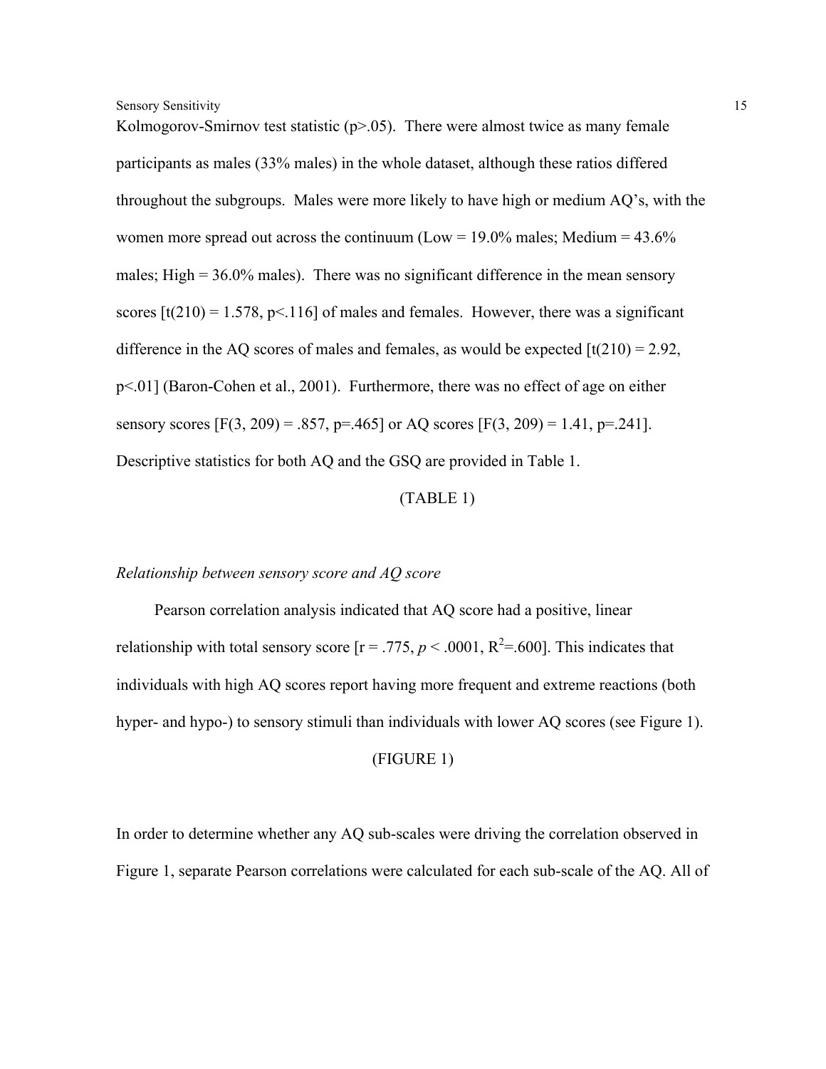Kolmogorov-Smirnov test statistic ($p>.05$). There were almost twice as many female participants as males (33% males) in the whole dataset, although these ratios differed throughout the subgroups. Males were more likely to have high or medium AQ's, with the women more spread out across the continuum (Low = 19.0% males; Medium = 43.6% males; High = 36.0% males). There was no significant difference in the mean sensory scores [$t(210) = 1.578$, $p<.116$] of males and females. However, there was a significant difference in the AQ scores of males and females, as would be expected [$t(210) = 2.92$, $p<.01$] (Baron-Cohen et al., 2001). Furthermore, there was no effect of age on either sensory scores [$F(3, 209) = .857$, $p=.465$] or AQ scores [$F(3, 209) = 1.41$, $p=.241$]. Descriptive statistics for both AQ and the GSQ are provided in Table 1.

(TABLE 1)

*Relationship between sensory score and AQ score*

Pearson correlation analysis indicated that AQ score had a positive, linear relationship with total sensory score [$r = .775$, $p < .0001$, $R^2=.600$]. This indicates that individuals with high AQ scores report having more frequent and extreme reactions (both hyper- and hypo-) to sensory stimuli than individuals with lower AQ scores (see Figure 1).

(FIGURE 1)

In order to determine whether any AQ sub-scales were driving the correlation observed in Figure 1, separate Pearson correlations were calculated for each sub-scale of the AQ. All of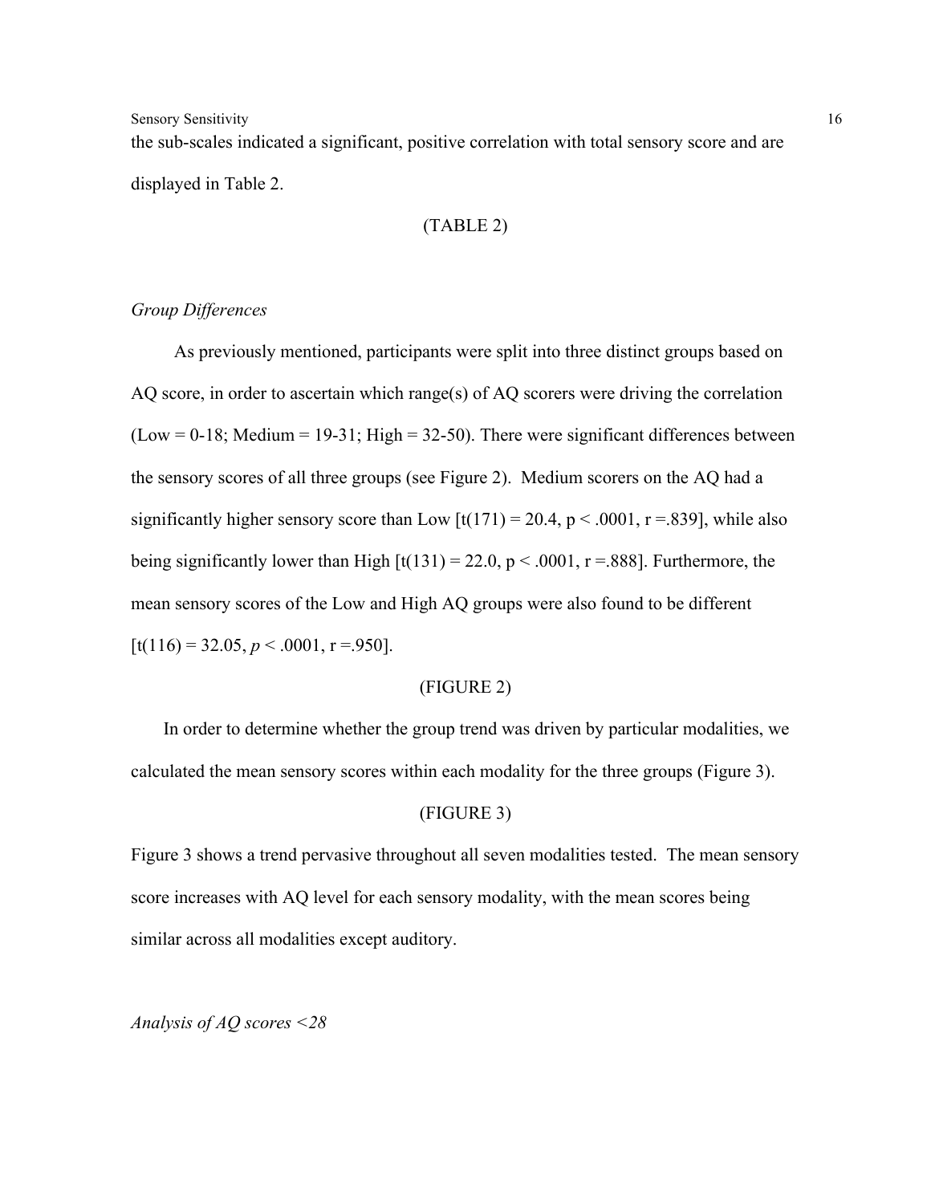the sub-scales indicated a significant, positive correlation with total sensory score and are displayed in Table 2.

(TABLE 2)

*Group Differences*

As previously mentioned, participants were split into three distinct groups based on AQ score, in order to ascertain which range(s) of AQ scorers were driving the correlation (Low = 0-18; Medium = 19-31; High = 32-50). There were significant differences between the sensory scores of all three groups (see Figure 2). Medium scorers on the AQ had a significantly higher sensory score than Low [$t(171) = 20.4$, $p < .0001$, $r = .839$], while also being significantly lower than High [$t(131) = 22.0$, $p < .0001$, $r = .888$]. Furthermore, the mean sensory scores of the Low and High AQ groups were also found to be different [$t(116) = 32.05$, $p < .0001$, $r = .950$].

(FIGURE 2)

In order to determine whether the group trend was driven by particular modalities, we calculated the mean sensory scores within each modality for the three groups (Figure 3).

(FIGURE 3)

Figure 3 shows a trend pervasive throughout all seven modalities tested. The mean sensory score increases with AQ level for each sensory modality, with the mean scores being similar across all modalities except auditory.

*Analysis of AQ scores <28*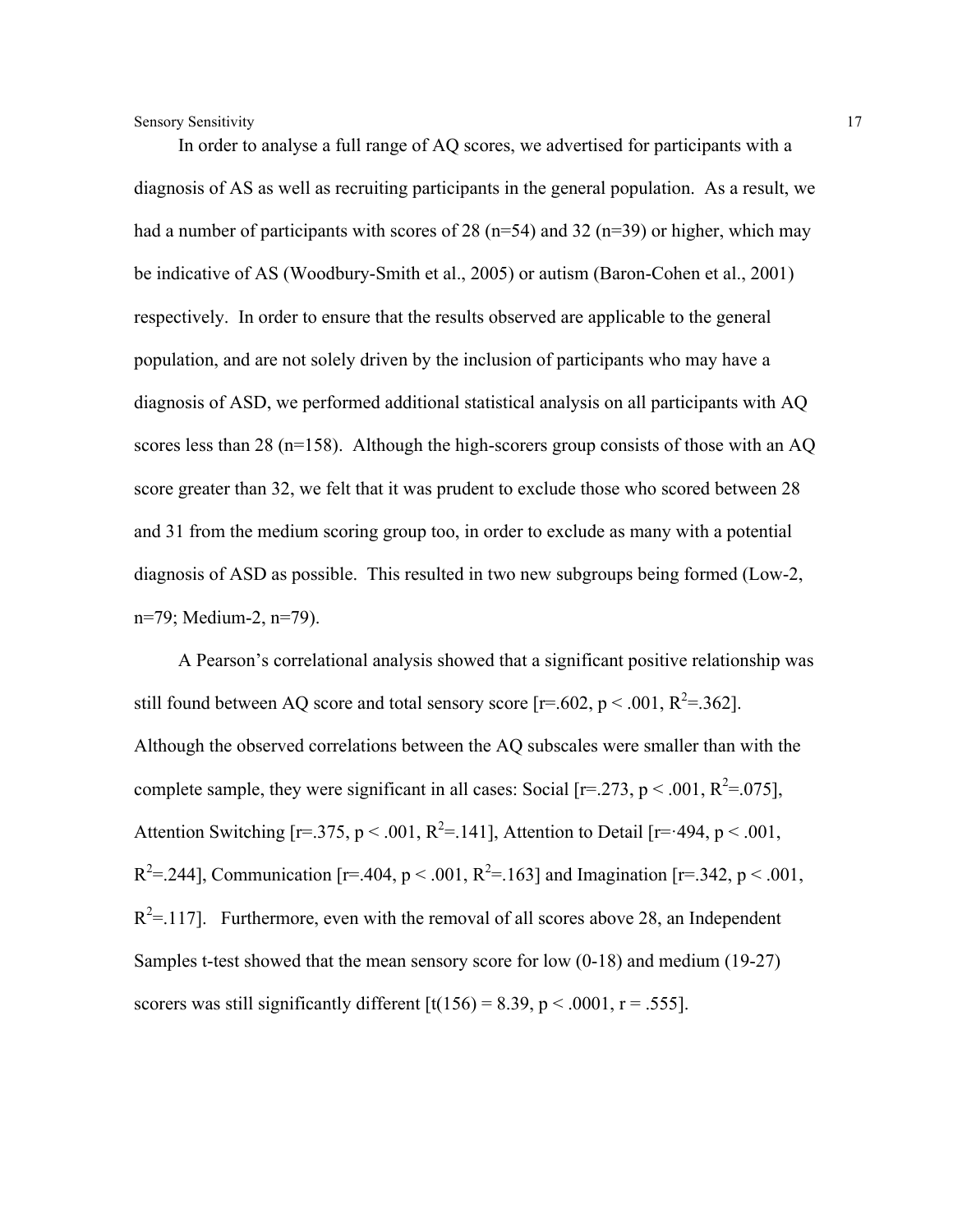In order to analyse a full range of AQ scores, we advertised for participants with a diagnosis of AS as well as recruiting participants in the general population. As a result, we had a number of participants with scores of 28 (n=54) and 32 (n=39) or higher, which may be indicative of AS (Woodbury-Smith et al., 2005) or autism (Baron-Cohen et al., 2001) respectively. In order to ensure that the results observed are applicable to the general population, and are not solely driven by the inclusion of participants who may have a diagnosis of ASD, we performed additional statistical analysis on all participants with AQ scores less than 28 (n=158). Although the high-scorers group consists of those with an AQ score greater than 32, we felt that it was prudent to exclude those who scored between 28 and 31 from the medium scoring group too, in order to exclude as many with a potential diagnosis of ASD as possible. This resulted in two new subgroups being formed (Low-2, n=79; Medium-2, n=79).

A Pearson's correlational analysis showed that a significant positive relationship was still found between AQ score and total sensory score [r=.602, p < .001, $R^2$=.362]. Although the observed correlations between the AQ subscales were smaller than with the complete sample, they were significant in all cases: Social [r=.273, p < .001, $R^2$=.075], Attention Switching [r=.375, p < .001, $R^2$=.141], Attention to Detail [r=·494, p < .001, $R^2$=.244], Communication [r=.404, p < .001, $R^2$=.163] and Imagination [r=.342, p < .001, $R^2$=.117]. Furthermore, even with the removal of all scores above 28, an Independent Samples t-test showed that the mean sensory score for low (0-18) and medium (19-27) scorers was still significantly different [t(156) = 8.39, p < .0001, r = .555].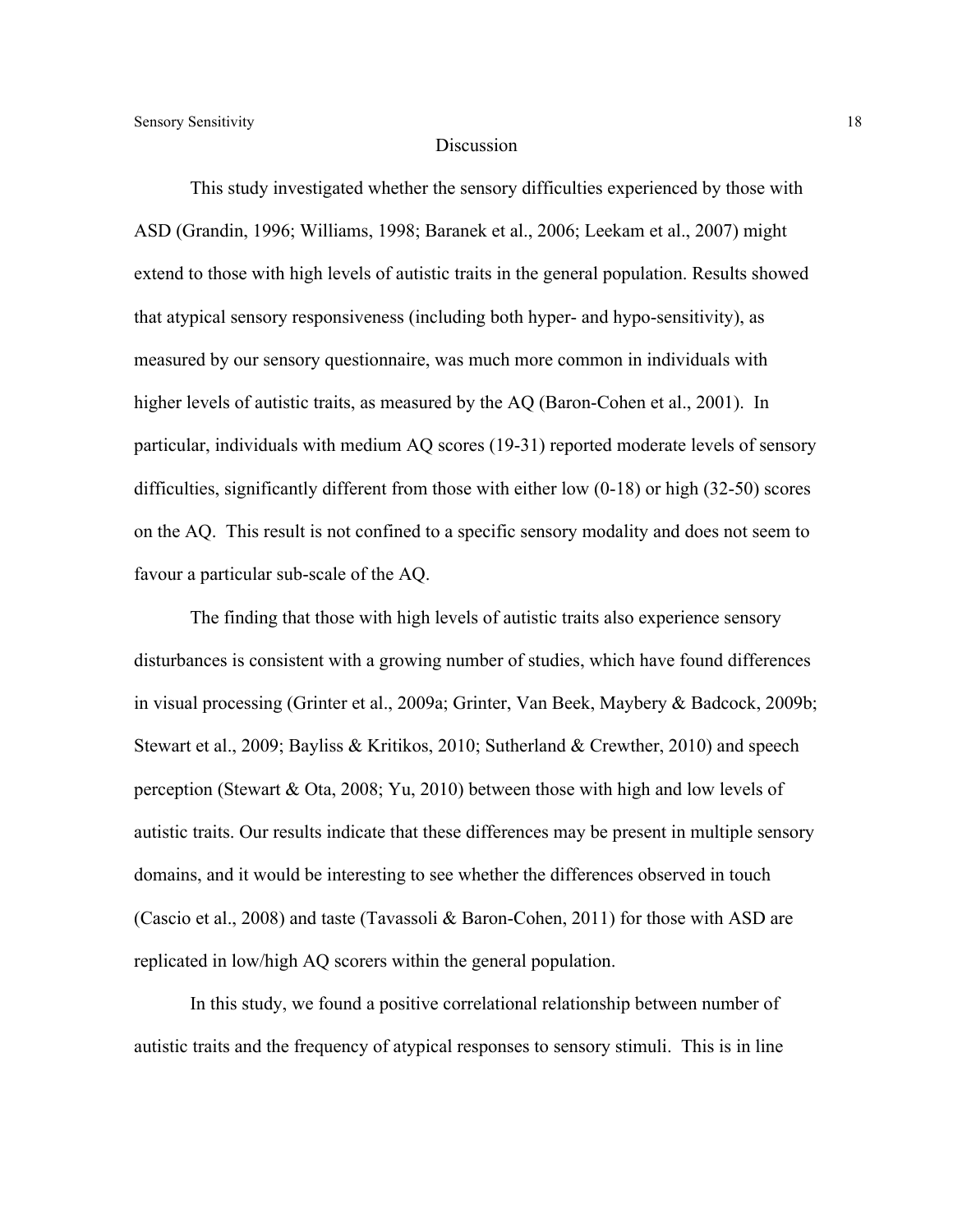## Discussion

This study investigated whether the sensory difficulties experienced by those with ASD (Grandin, 1996; Williams, 1998; Baranek et al., 2006; Leekam et al., 2007) might extend to those with high levels of autistic traits in the general population. Results showed that atypical sensory responsiveness (including both hyper- and hypo-sensitivity), as measured by our sensory questionnaire, was much more common in individuals with higher levels of autistic traits, as measured by the AQ (Baron-Cohen et al., 2001). In particular, individuals with medium AQ scores (19-31) reported moderate levels of sensory difficulties, significantly different from those with either low (0-18) or high (32-50) scores on the AQ. This result is not confined to a specific sensory modality and does not seem to favour a particular sub-scale of the AQ.

The finding that those with high levels of autistic traits also experience sensory disturbances is consistent with a growing number of studies, which have found differences in visual processing (Grinter et al., 2009a; Grinter, Van Beek, Maybery & Badcock, 2009b; Stewart et al., 2009; Bayliss & Kritikos, 2010; Sutherland & Crewther, 2010) and speech perception (Stewart & Ota, 2008; Yu, 2010) between those with high and low levels of autistic traits. Our results indicate that these differences may be present in multiple sensory domains, and it would be interesting to see whether the differences observed in touch (Cascio et al., 2008) and taste (Tavassoli & Baron-Cohen, 2011) for those with ASD are replicated in low/high AQ scorers within the general population.

In this study, we found a positive correlational relationship between number of autistic traits and the frequency of atypical responses to sensory stimuli. This is in line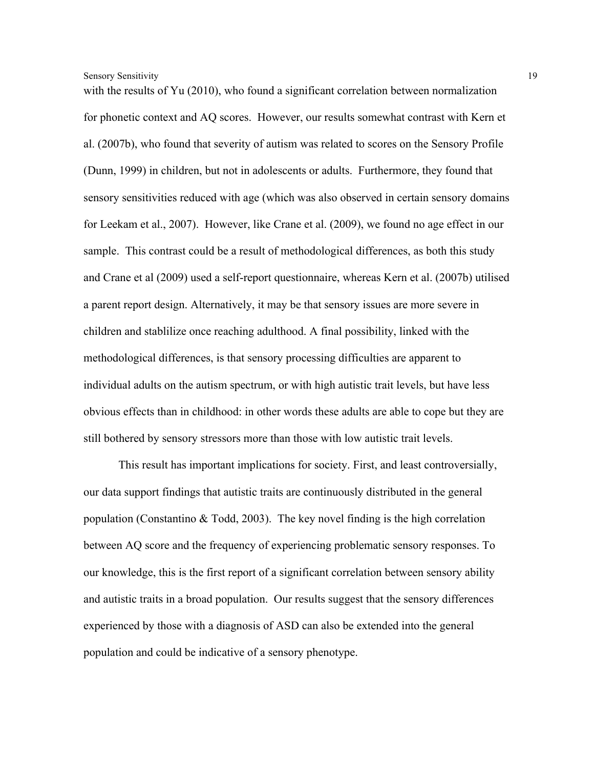with the results of Yu (2010), who found a significant correlation between normalization for phonetic context and AQ scores. However, our results somewhat contrast with Kern et al. (2007b), who found that severity of autism was related to scores on the Sensory Profile (Dunn, 1999) in children, but not in adolescents or adults. Furthermore, they found that sensory sensitivities reduced with age (which was also observed in certain sensory domains for Leekam et al., 2007). However, like Crane et al. (2009), we found no age effect in our sample. This contrast could be a result of methodological differences, as both this study and Crane et al (2009) used a self-report questionnaire, whereas Kern et al. (2007b) utilised a parent report design. Alternatively, it may be that sensory issues are more severe in children and stablilize once reaching adulthood. A final possibility, linked with the methodological differences, is that sensory processing difficulties are apparent to individual adults on the autism spectrum, or with high autistic trait levels, but have less obvious effects than in childhood: in other words these adults are able to cope but they are still bothered by sensory stressors more than those with low autistic trait levels.

This result has important implications for society. First, and least controversially, our data support findings that autistic traits are continuously distributed in the general population (Constantino & Todd, 2003). The key novel finding is the high correlation between AQ score and the frequency of experiencing problematic sensory responses. To our knowledge, this is the first report of a significant correlation between sensory ability and autistic traits in a broad population. Our results suggest that the sensory differences experienced by those with a diagnosis of ASD can also be extended into the general population and could be indicative of a sensory phenotype.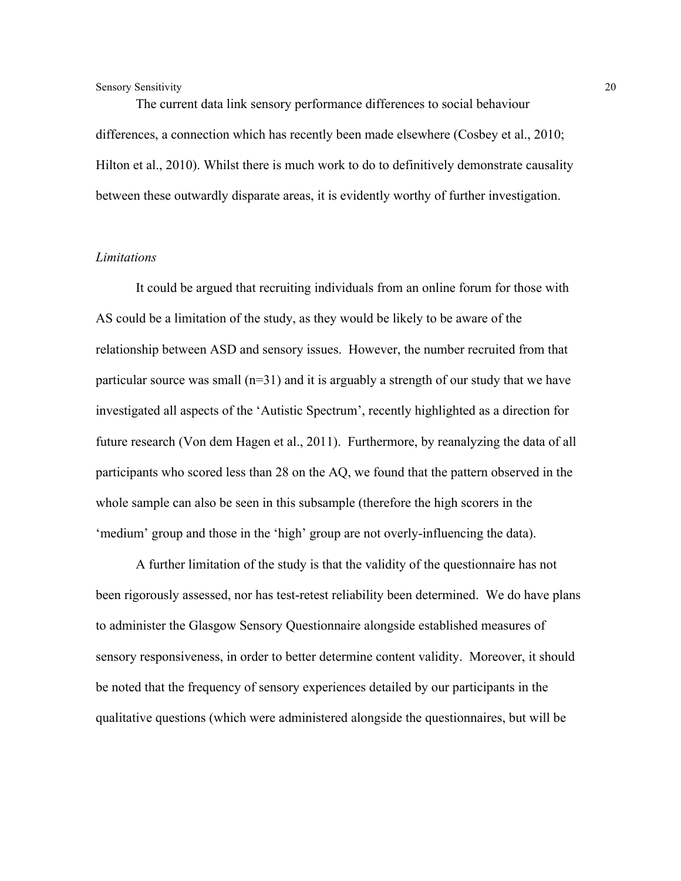The current data link sensory performance differences to social behaviour differences, a connection which has recently been made elsewhere (Cosbey et al., 2010; Hilton et al., 2010). Whilst there is much work to do to definitively demonstrate causality between these outwardly disparate areas, it is evidently worthy of further investigation.

*Limitations*

It could be argued that recruiting individuals from an online forum for those with AS could be a limitation of the study, as they would be likely to be aware of the relationship between ASD and sensory issues. However, the number recruited from that particular source was small (n=31) and it is arguably a strength of our study that we have investigated all aspects of the 'Autistic Spectrum', recently highlighted as a direction for future research (Von dem Hagen et al., 2011). Furthermore, by reanalyzing the data of all participants who scored less than 28 on the AQ, we found that the pattern observed in the whole sample can also be seen in this subsample (therefore the high scorers in the 'medium' group and those in the 'high' group are not overly-influencing the data).

A further limitation of the study is that the validity of the questionnaire has not been rigorously assessed, nor has test-retest reliability been determined. We do have plans to administer the Glasgow Sensory Questionnaire alongside established measures of sensory responsiveness, in order to better determine content validity. Moreover, it should be noted that the frequency of sensory experiences detailed by our participants in the qualitative questions (which were administered alongside the questionnaires, but will be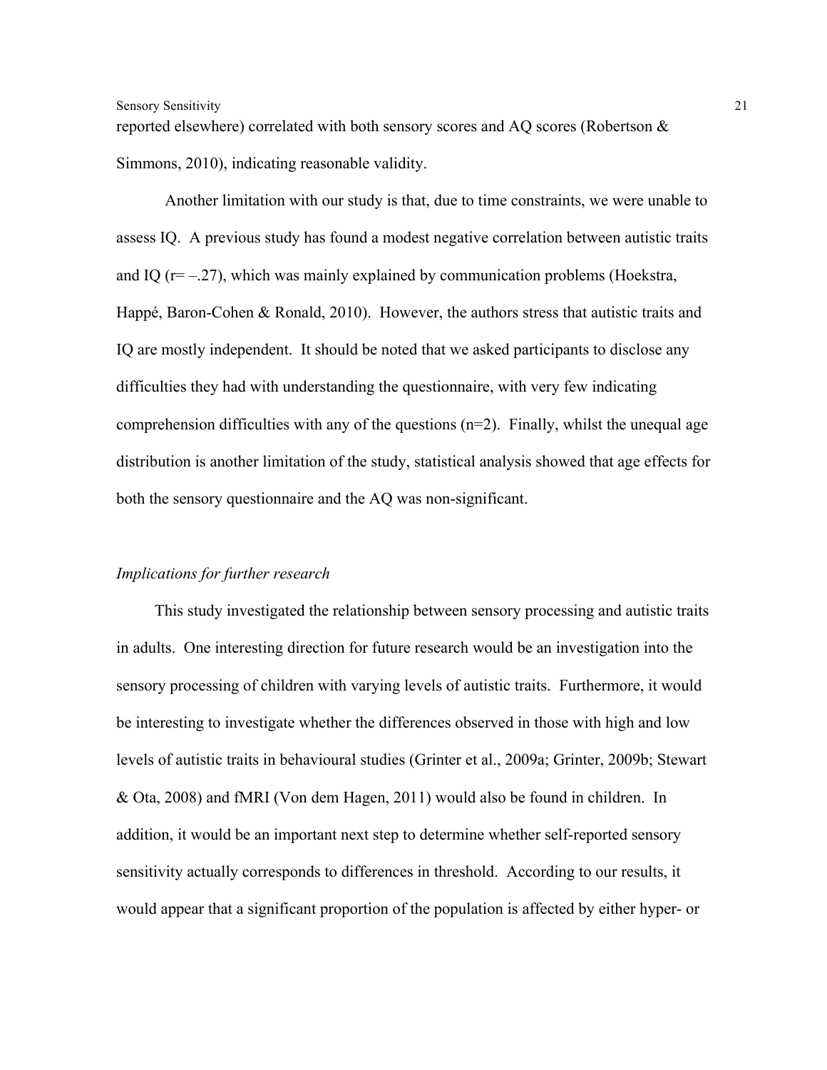reported elsewhere) correlated with both sensory scores and AQ scores (Robertson & Simmons, 2010), indicating reasonable validity.

Another limitation with our study is that, due to time constraints, we were unable to assess IQ. A previous study has found a modest negative correlation between autistic traits and IQ ($r = -.27$), which was mainly explained by communication problems (Hoekstra, Happé, Baron-Cohen & Ronald, 2010). However, the authors stress that autistic traits and IQ are mostly independent. It should be noted that we asked participants to disclose any difficulties they had with understanding the questionnaire, with very few indicating comprehension difficulties with any of the questions ($n=2$). Finally, whilst the unequal age distribution is another limitation of the study, statistical analysis showed that age effects for both the sensory questionnaire and the AQ was non-significant.

*Implications for further research*

This study investigated the relationship between sensory processing and autistic traits in adults. One interesting direction for future research would be an investigation into the sensory processing of children with varying levels of autistic traits. Furthermore, it would be interesting to investigate whether the differences observed in those with high and low levels of autistic traits in behavioural studies (Grinter et al., 2009a; Grinter, 2009b; Stewart & Ota, 2008) and fMRI (Von dem Hagen, 2011) would also be found in children. In addition, it would be an important next step to determine whether self-reported sensory sensitivity actually corresponds to differences in threshold. According to our results, it would appear that a significant proportion of the population is affected by either hyper- or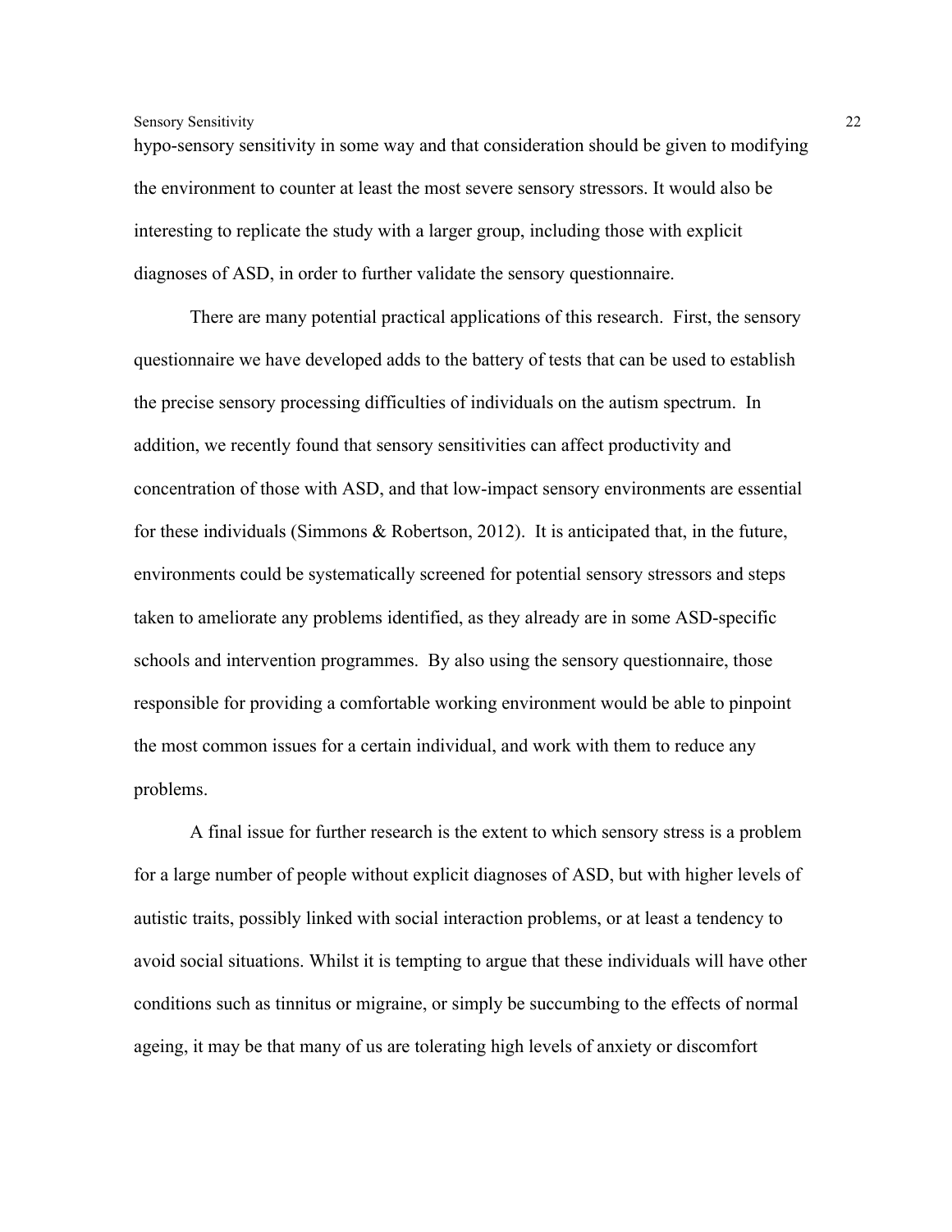hypo-sensory sensitivity in some way and that consideration should be given to modifying the environment to counter at least the most severe sensory stressors. It would also be interesting to replicate the study with a larger group, including those with explicit diagnoses of ASD, in order to further validate the sensory questionnaire.

There are many potential practical applications of this research. First, the sensory questionnaire we have developed adds to the battery of tests that can be used to establish the precise sensory processing difficulties of individuals on the autism spectrum. In addition, we recently found that sensory sensitivities can affect productivity and concentration of those with ASD, and that low-impact sensory environments are essential for these individuals (Simmons & Robertson, 2012). It is anticipated that, in the future, environments could be systematically screened for potential sensory stressors and steps taken to ameliorate any problems identified, as they already are in some ASD-specific schools and intervention programmes. By also using the sensory questionnaire, those responsible for providing a comfortable working environment would be able to pinpoint the most common issues for a certain individual, and work with them to reduce any problems.

A final issue for further research is the extent to which sensory stress is a problem for a large number of people without explicit diagnoses of ASD, but with higher levels of autistic traits, possibly linked with social interaction problems, or at least a tendency to avoid social situations. Whilst it is tempting to argue that these individuals will have other conditions such as tinnitus or migraine, or simply be succumbing to the effects of normal ageing, it may be that many of us are tolerating high levels of anxiety or discomfort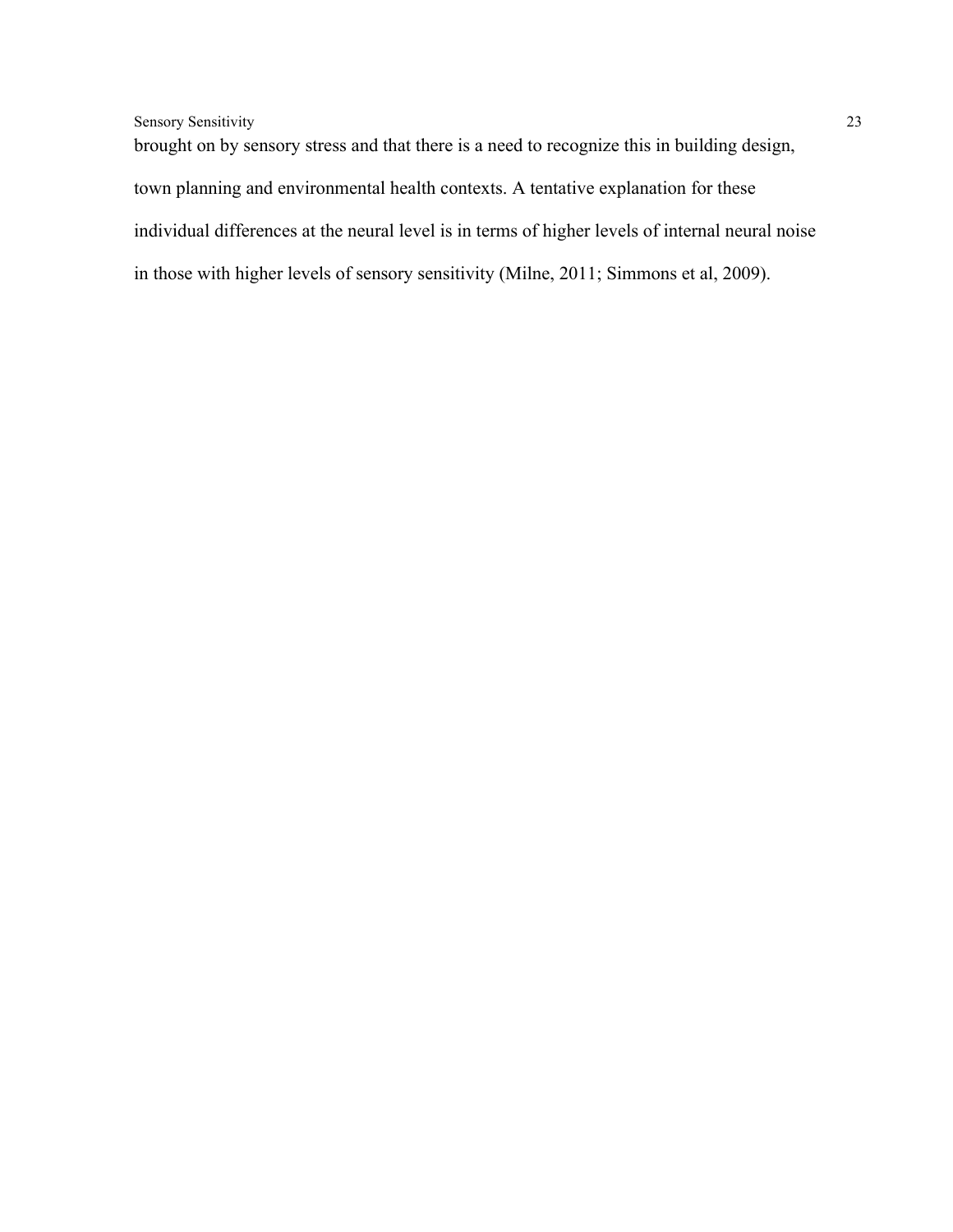brought on by sensory stress and that there is a need to recognize this in building design, town planning and environmental health contexts. A tentative explanation for these individual differences at the neural level is in terms of higher levels of internal neural noise in those with higher levels of sensory sensitivity (Milne, 2011; Simmons et al, 2009).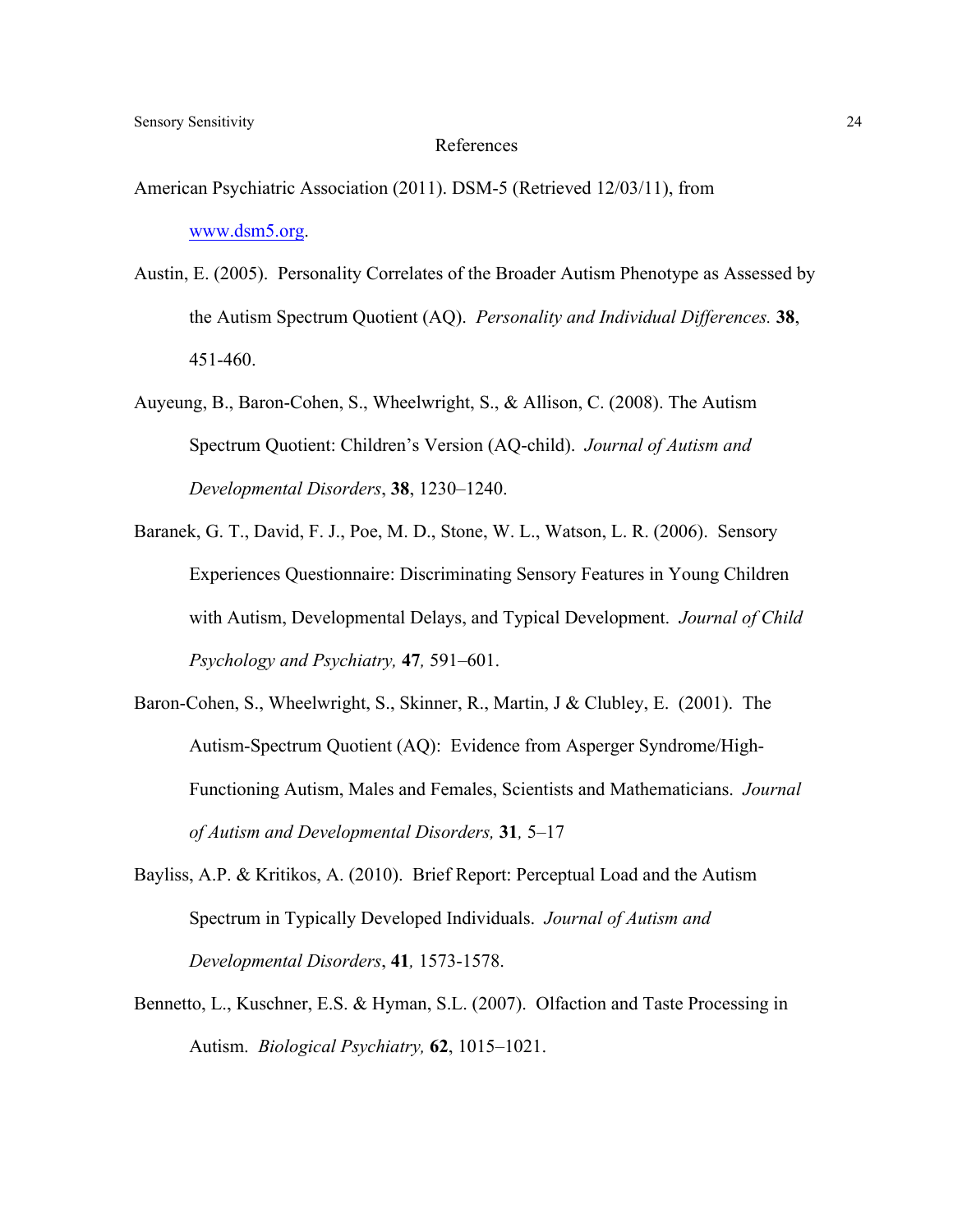## References

American Psychiatric Association (2011). DSM-5 (Retrieved 12/03/11), from www.dsm5.org.

Austin, E. (2005). Personality Correlates of the Broader Autism Phenotype as Assessed by the Autism Spectrum Quotient (AQ). *Personality and Individual Differences.* **38**, 451-460.

Auyeung, B., Baron-Cohen, S., Wheelwright, S., & Allison, C. (2008). The Autism Spectrum Quotient: Children's Version (AQ-child). *Journal of Autism and Developmental Disorders*, **38**, 1230–1240.

Baranek, G. T., David, F. J., Poe, M. D., Stone, W. L., Watson, L. R. (2006). Sensory Experiences Questionnaire: Discriminating Sensory Features in Young Children with Autism, Developmental Delays, and Typical Development. *Journal of Child Psychology and Psychiatry,* **47***,* 591–601.

Baron-Cohen, S., Wheelwright, S., Skinner, R., Martin, J & Clubley, E. (2001). The Autism-Spectrum Quotient (AQ): Evidence from Asperger Syndrome/High-Functioning Autism, Males and Females, Scientists and Mathematicians. *Journal of Autism and Developmental Disorders,* **31***,* 5–17

Bayliss, A.P. & Kritikos, A. (2010). Brief Report: Perceptual Load and the Autism Spectrum in Typically Developed Individuals. *Journal of Autism and Developmental Disorders*, **41***,* 1573-1578.

Bennetto, L., Kuschner, E.S. & Hyman, S.L. (2007). Olfaction and Taste Processing in Autism. *Biological Psychiatry,* **62**, 1015–1021.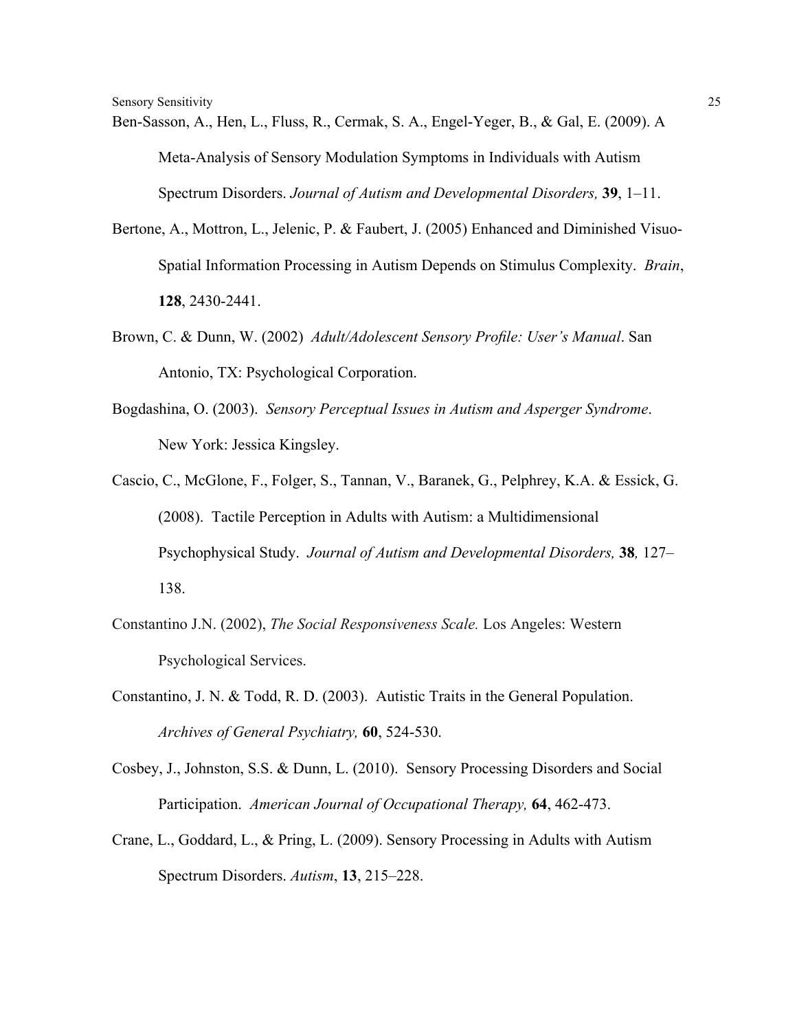Ben-Sasson, A., Hen, L., Fluss, R., Cermak, S. A., Engel-Yeger, B., & Gal, E. (2009). A Meta-Analysis of Sensory Modulation Symptoms in Individuals with Autism Spectrum Disorders. *Journal of Autism and Developmental Disorders,* **39**, 1–11.

Bertone, A., Mottron, L., Jelenic, P. & Faubert, J. (2005) Enhanced and Diminished Visuo-Spatial Information Processing in Autism Depends on Stimulus Complexity. *Brain*, **128**, 2430-2441.

Brown, C. & Dunn, W. (2002) *Adult/Adolescent Sensory Profile: User's Manual*. San Antonio, TX: Psychological Corporation.

Bogdashina, O. (2003). *Sensory Perceptual Issues in Autism and Asperger Syndrome*. New York: Jessica Kingsley.

Cascio, C., McGlone, F., Folger, S., Tannan, V., Baranek, G., Pelphrey, K.A. & Essick, G. (2008). Tactile Perception in Adults with Autism: a Multidimensional Psychophysical Study. *Journal of Autism and Developmental Disorders,* **38***,* 127–138.

Constantino J.N. (2002), *The Social Responsiveness Scale.* Los Angeles: Western Psychological Services.

Constantino, J. N. & Todd, R. D. (2003). Autistic Traits in the General Population. *Archives of General Psychiatry,* **60**, 524-530.

Cosbey, J., Johnston, S.S. & Dunn, L. (2010). Sensory Processing Disorders and Social Participation. *American Journal of Occupational Therapy,* **64**, 462-473.

Crane, L., Goddard, L., & Pring, L. (2009). Sensory Processing in Adults with Autism Spectrum Disorders. *Autism*, **13**, 215–228.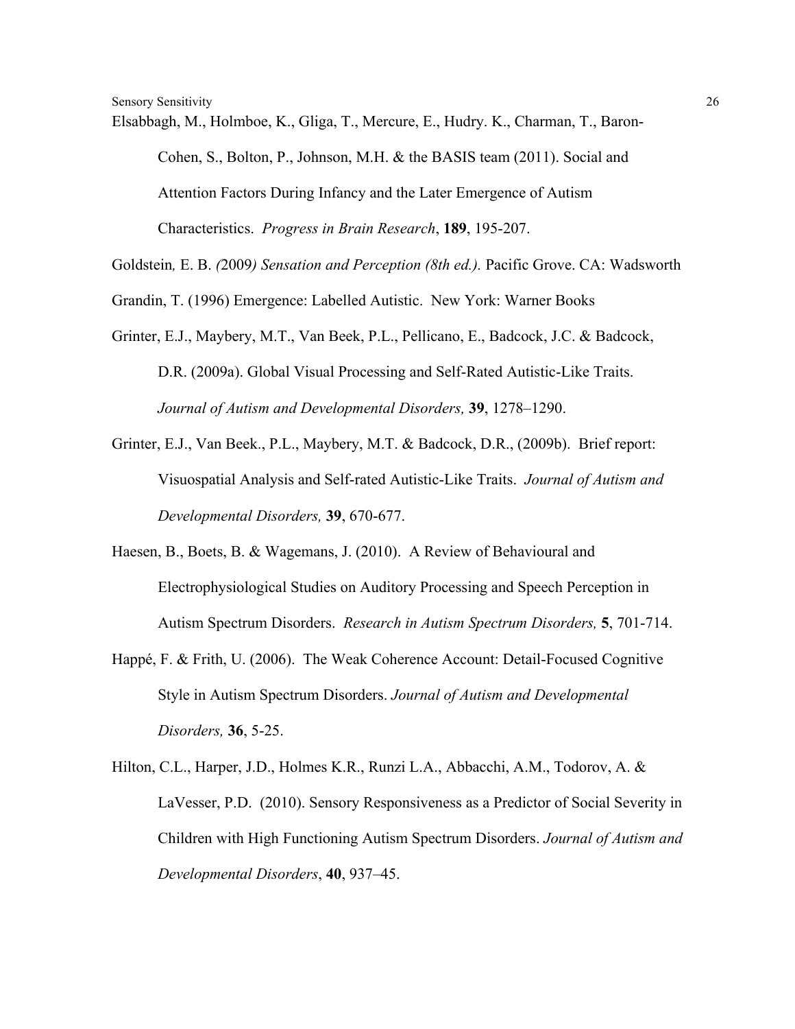Elsabbagh, M., Holmboe, K., Gliga, T., Mercure, E., Hudry. K., Charman, T., Baron-Cohen, S., Bolton, P., Johnson, M.H. & the BASIS team (2011). Social and Attention Factors During Infancy and the Later Emergence of Autism Characteristics. *Progress in Brain Research*, **189**, 195-207.

Goldstein, E. B. (2009) *Sensation and Perception (8th ed.).* Pacific Grove. CA: Wadsworth

Grandin, T. (1996) Emergence: Labelled Autistic. New York: Warner Books

Grinter, E.J., Maybery, M.T., Van Beek, P.L., Pellicano, E., Badcock, J.C. & Badcock, D.R. (2009a). Global Visual Processing and Self-Rated Autistic-Like Traits. *Journal of Autism and Developmental Disorders,* **39**, 1278–1290.

Grinter, E.J., Van Beek., P.L., Maybery, M.T. & Badcock, D.R., (2009b). Brief report: Visuospatial Analysis and Self-rated Autistic-Like Traits. *Journal of Autism and Developmental Disorders,* **39**, 670-677.

Haesen, B., Boets, B. & Wagemans, J. (2010). A Review of Behavioural and Electrophysiological Studies on Auditory Processing and Speech Perception in Autism Spectrum Disorders. *Research in Autism Spectrum Disorders,* **5**, 701-714.

Happé, F. & Frith, U. (2006). The Weak Coherence Account: Detail-Focused Cognitive Style in Autism Spectrum Disorders. *Journal of Autism and Developmental Disorders,* **36**, 5-25.

Hilton, C.L., Harper, J.D., Holmes K.R., Runzi L.A., Abbacchi, A.M., Todorov, A. & LaVesser, P.D. (2010). Sensory Responsiveness as a Predictor of Social Severity in Children with High Functioning Autism Spectrum Disorders. *Journal of Autism and Developmental Disorders*, **40**, 937–45.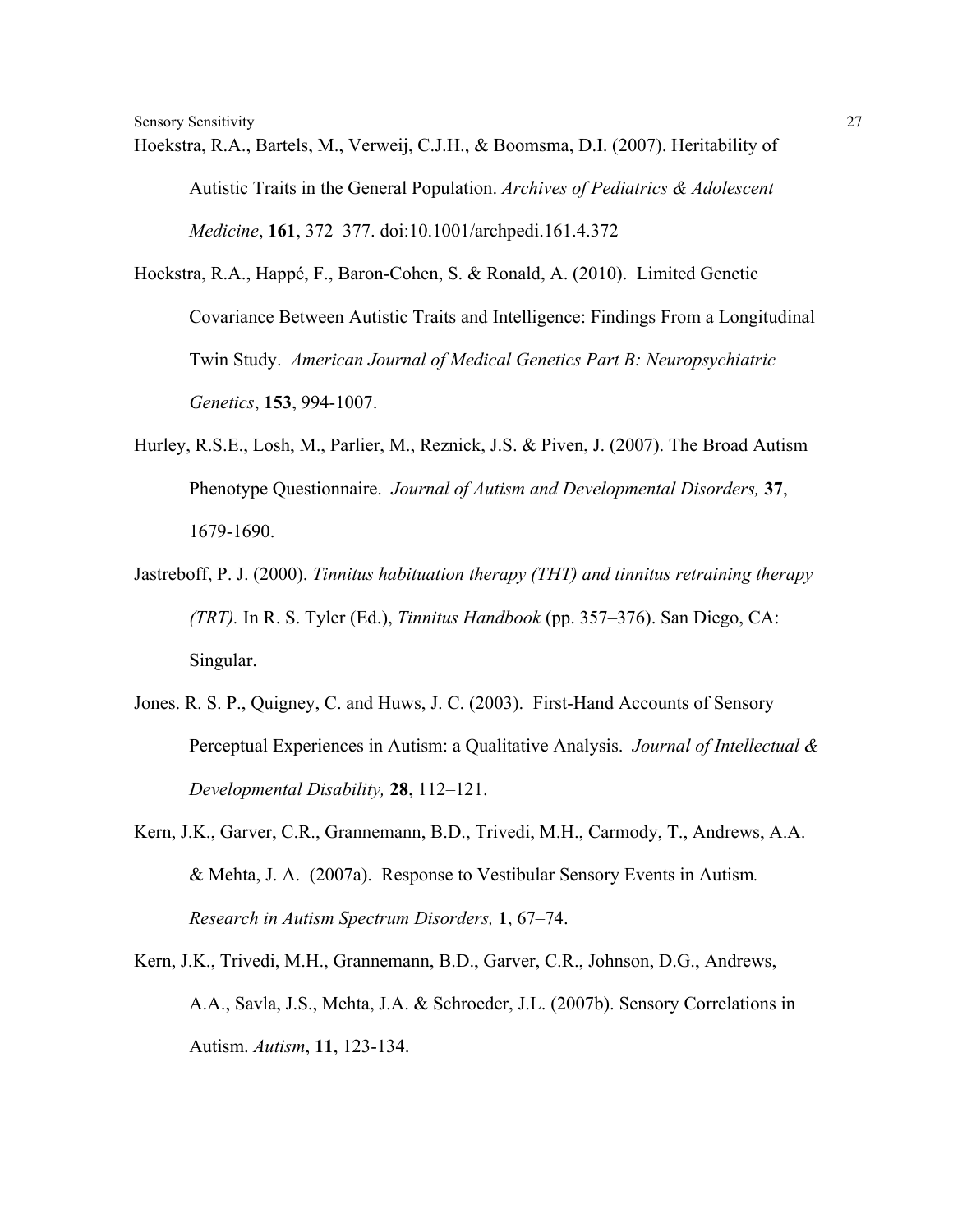Hoekstra, R.A., Bartels, M., Verweij, C.J.H., & Boomsma, D.I. (2007). Heritability of Autistic Traits in the General Population. *Archives of Pediatrics & Adolescent Medicine*, **161**, 372–377. doi:10.1001/archpedi.161.4.372

Hoekstra, R.A., Happé, F., Baron-Cohen, S. & Ronald, A. (2010). Limited Genetic Covariance Between Autistic Traits and Intelligence: Findings From a Longitudinal Twin Study. *American Journal of Medical Genetics Part B: Neuropsychiatric Genetics*, **153**, 994-1007.

Hurley, R.S.E., Losh, M., Parlier, M., Reznick, J.S. & Piven, J. (2007). The Broad Autism Phenotype Questionnaire. *Journal of Autism and Developmental Disorders,* **37**, 1679-1690.

Jastreboff, P. J. (2000). *Tinnitus habituation therapy (THT) and tinnitus retraining therapy (TRT).* In R. S. Tyler (Ed.), *Tinnitus Handbook* (pp. 357–376). San Diego, CA: Singular.

Jones. R. S. P., Quigney, C. and Huws, J. C. (2003). First-Hand Accounts of Sensory Perceptual Experiences in Autism: a Qualitative Analysis. *Journal of Intellectual & Developmental Disability,* **28**, 112–121.

Kern, J.K., Garver, C.R., Grannemann, B.D., Trivedi, M.H., Carmody, T., Andrews, A.A. & Mehta, J. A. (2007a). Response to Vestibular Sensory Events in Autism*.* *Research in Autism Spectrum Disorders,* **1**, 67–74.

Kern, J.K., Trivedi, M.H., Grannemann, B.D., Garver, C.R., Johnson, D.G., Andrews, A.A., Savla, J.S., Mehta, J.A. & Schroeder, J.L. (2007b). Sensory Correlations in Autism. *Autism*, **11**, 123-134.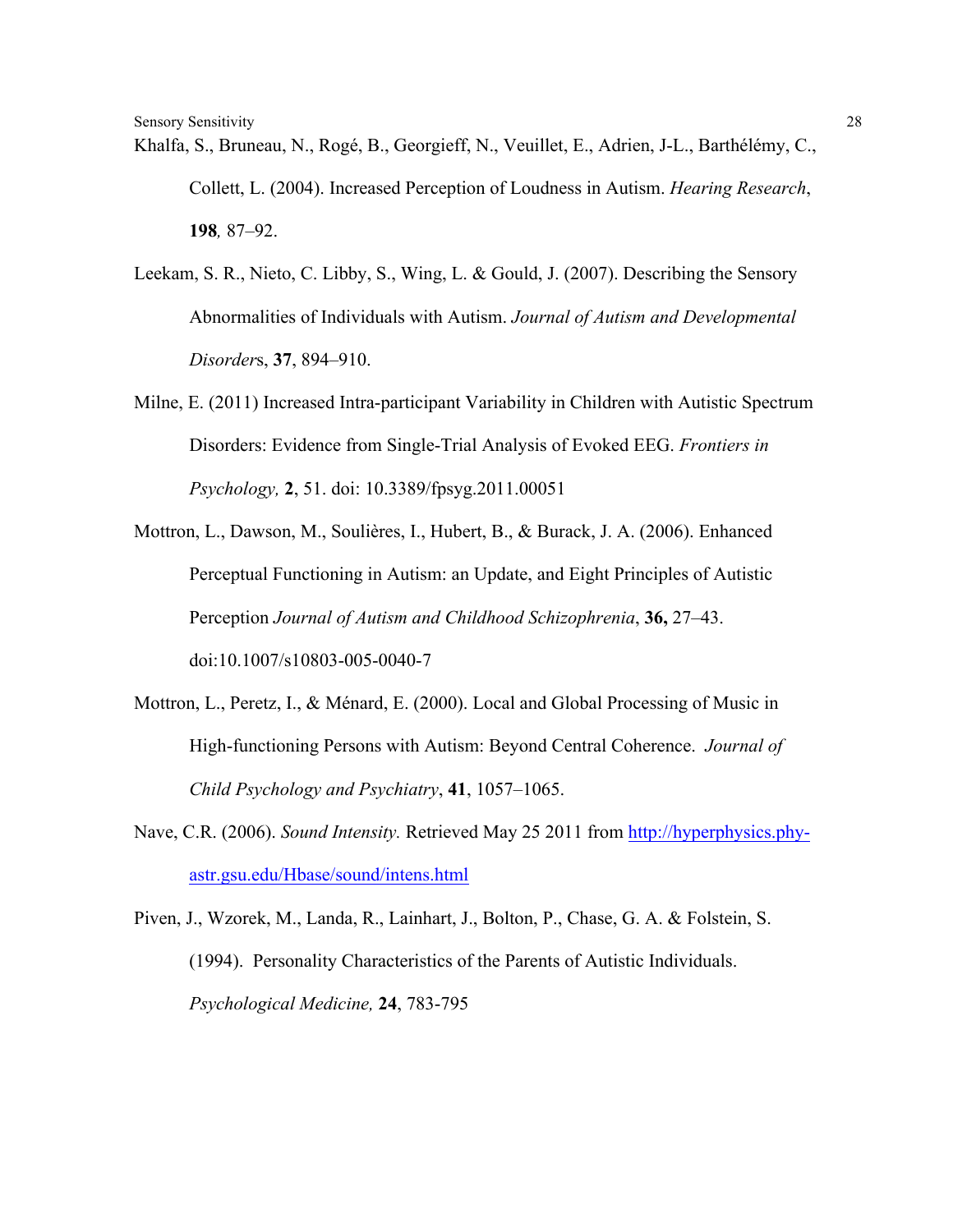Khalfa, S., Bruneau, N., Rogé, B., Georgieff, N., Veuillet, E., Adrien, J-L., Barthélémy, C., Collett, L. (2004). Increased Perception of Loudness in Autism. *Hearing Research*, **198***,* 87–92.

Leekam, S. R., Nieto, C. Libby, S., Wing, L. & Gould, J. (2007). Describing the Sensory Abnormalities of Individuals with Autism. *Journal of Autism and Developmental Disorder*s, **37**, 894–910.

Milne, E. (2011) Increased Intra-participant Variability in Children with Autistic Spectrum Disorders: Evidence from Single-Trial Analysis of Evoked EEG. *Frontiers in Psychology,* **2**, 51. doi: 10.3389/fpsyg.2011.00051

Mottron, L., Dawson, M., Soulières, I., Hubert, B., & Burack, J. A. (2006). Enhanced Perceptual Functioning in Autism: an Update, and Eight Principles of Autistic Perception *Journal of Autism and Childhood Schizophrenia*, **36,** 27–43. doi:10.1007/s10803-005-0040-7

Mottron, L., Peretz, I., & Ménard, E. (2000). Local and Global Processing of Music in High-functioning Persons with Autism: Beyond Central Coherence. *Journal of Child Psychology and Psychiatry*, **41**, 1057–1065.

Nave, C.R. (2006). *Sound Intensity.* Retrieved May 25 2011 from http://hyperphysics.phy-astr.gsu.edu/Hbase/sound/intens.html

Piven, J., Wzorek, M., Landa, R., Lainhart, J., Bolton, P., Chase, G. A. & Folstein, S. (1994). Personality Characteristics of the Parents of Autistic Individuals. *Psychological Medicine,* **24**, 783-795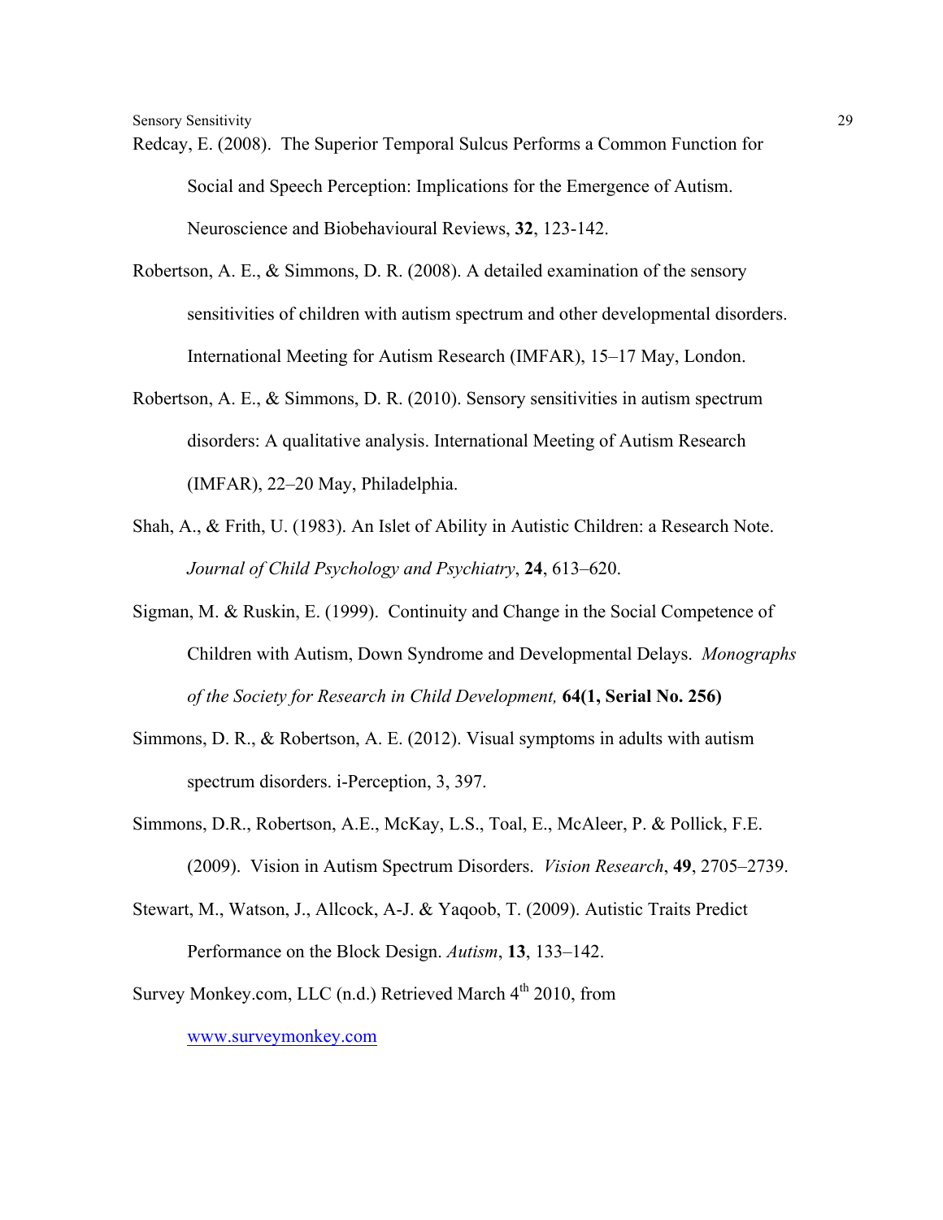Redcay, E. (2008). The Superior Temporal Sulcus Performs a Common Function for Social and Speech Perception: Implications for the Emergence of Autism. Neuroscience and Biobehavioural Reviews, **32**, 123-142.

Robertson, A. E., & Simmons, D. R. (2008). A detailed examination of the sensory sensitivities of children with autism spectrum and other developmental disorders. International Meeting for Autism Research (IMFAR), 15–17 May, London.

Robertson, A. E., & Simmons, D. R. (2010). Sensory sensitivities in autism spectrum disorders: A qualitative analysis. International Meeting of Autism Research (IMFAR), 22–20 May, Philadelphia.

Shah, A., & Frith, U. (1983). An Islet of Ability in Autistic Children: a Research Note. *Journal of Child Psychology and Psychiatry*, **24**, 613–620.

Sigman, M. & Ruskin, E. (1999). Continuity and Change in the Social Competence of Children with Autism, Down Syndrome and Developmental Delays. *Monographs of the Society for Research in Child Development,* **64(1, Serial No. 256)**

Simmons, D. R., & Robertson, A. E. (2012). Visual symptoms in adults with autism spectrum disorders. i-Perception, 3, 397.

Simmons, D.R., Robertson, A.E., McKay, L.S., Toal, E., McAleer, P. & Pollick, F.E. (2009). Vision in Autism Spectrum Disorders. *Vision Research*, **49**, 2705–2739.

Stewart, M., Watson, J., Allcock, A-J. & Yaqoob, T. (2009). Autistic Traits Predict Performance on the Block Design. *Autism*, **13**, 133–142.

Survey Monkey.com, LLC (n.d.) Retrieved March 4th 2010, from www.surveymonkey.com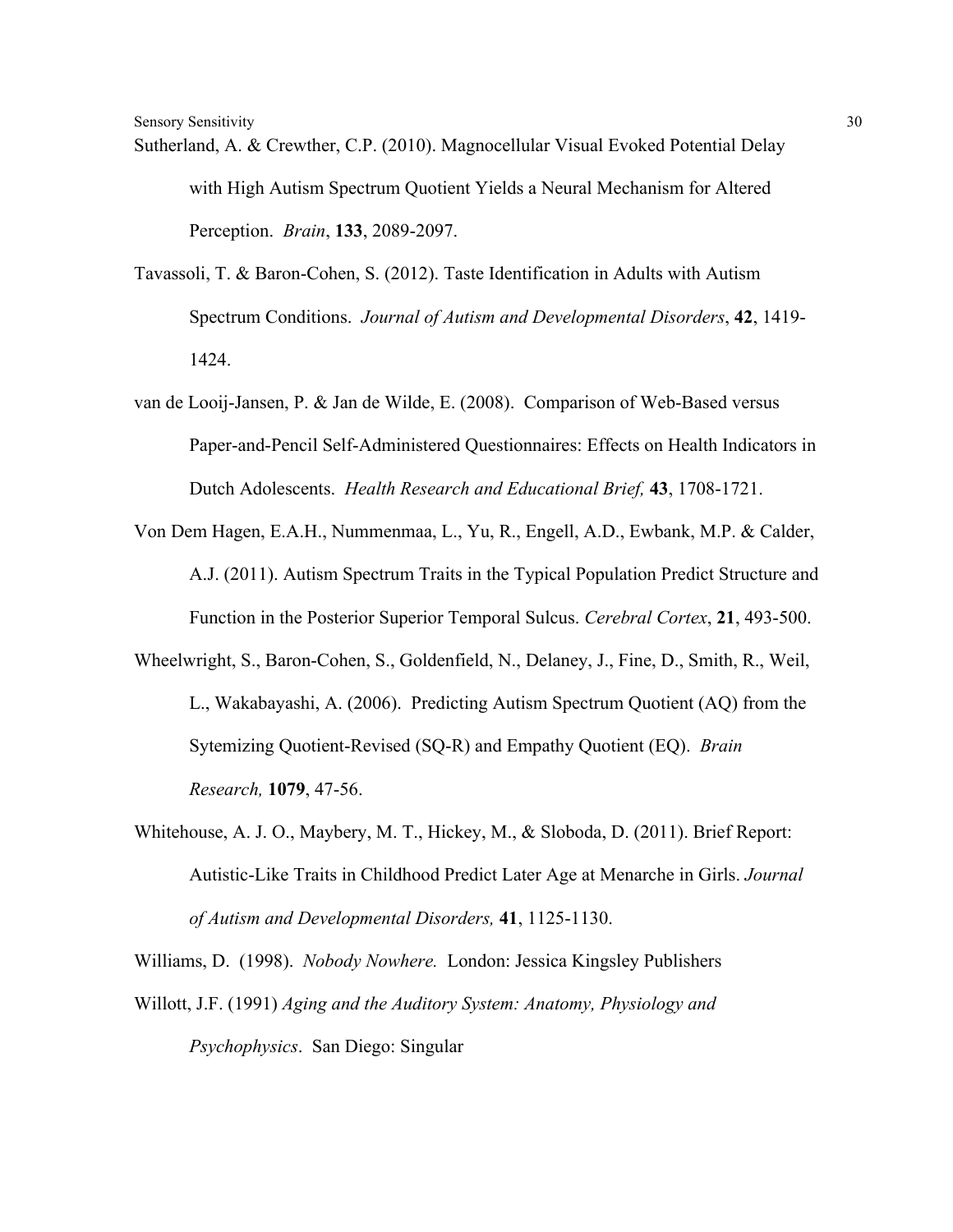Sutherland, A. & Crewther, C.P. (2010). Magnocellular Visual Evoked Potential Delay with High Autism Spectrum Quotient Yields a Neural Mechanism for Altered Perception. *Brain*, **133**, 2089-2097.

Tavassoli, T. & Baron-Cohen, S. (2012). Taste Identification in Adults with Autism Spectrum Conditions. *Journal of Autism and Developmental Disorders*, **42**, 1419-1424.

van de Looij-Jansen, P. & Jan de Wilde, E. (2008). Comparison of Web-Based versus Paper-and-Pencil Self-Administered Questionnaires: Effects on Health Indicators in Dutch Adolescents. *Health Research and Educational Brief,* **43**, 1708-1721.

Von Dem Hagen, E.A.H., Nummenmaa, L., Yu, R., Engell, A.D., Ewbank, M.P. & Calder, A.J. (2011). Autism Spectrum Traits in the Typical Population Predict Structure and Function in the Posterior Superior Temporal Sulcus. *Cerebral Cortex*, **21**, 493-500.

Wheelwright, S., Baron-Cohen, S., Goldenfield, N., Delaney, J., Fine, D., Smith, R., Weil, L., Wakabayashi, A. (2006). Predicting Autism Spectrum Quotient (AQ) from the Sytemizing Quotient-Revised (SQ-R) and Empathy Quotient (EQ). *Brain Research,* **1079**, 47-56.

Whitehouse, A. J. O., Maybery, M. T., Hickey, M., & Sloboda, D. (2011). Brief Report: Autistic-Like Traits in Childhood Predict Later Age at Menarche in Girls. *Journal of Autism and Developmental Disorders,* **41**, 1125-1130.

Williams, D. (1998). *Nobody Nowhere.* London: Jessica Kingsley Publishers

Willott, J.F. (1991) *Aging and the Auditory System: Anatomy, Physiology and Psychophysics*. San Diego: Singular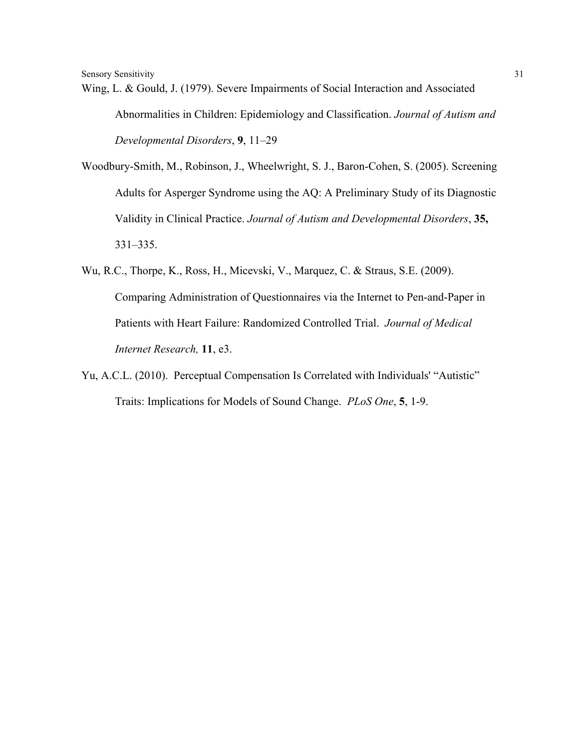Wing, L. & Gould, J. (1979). Severe Impairments of Social Interaction and Associated Abnormalities in Children: Epidemiology and Classification. *Journal of Autism and Developmental Disorders*, **9**, 11–29

Woodbury-Smith, M., Robinson, J., Wheelwright, S. J., Baron-Cohen, S. (2005). Screening Adults for Asperger Syndrome using the AQ: A Preliminary Study of its Diagnostic Validity in Clinical Practice. *Journal of Autism and Developmental Disorders*, **35,** 331–335.

Wu, R.C., Thorpe, K., Ross, H., Micevski, V., Marquez, C. & Straus, S.E. (2009). Comparing Administration of Questionnaires via the Internet to Pen-and-Paper in Patients with Heart Failure: Randomized Controlled Trial. *Journal of Medical Internet Research,* **11**, e3.

Yu, A.C.L. (2010). Perceptual Compensation Is Correlated with Individuals' "Autistic" Traits: Implications for Models of Sound Change. *PLoS One*, **5**, 1-9.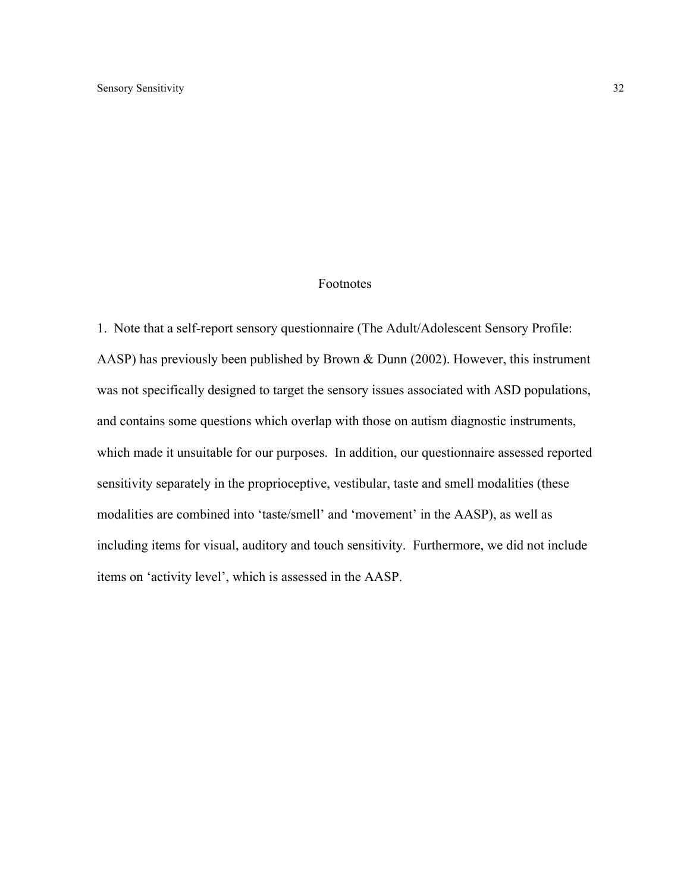## Footnotes

1. Note that a self-report sensory questionnaire (The Adult/Adolescent Sensory Profile: AASP) has previously been published by Brown & Dunn (2002). However, this instrument was not specifically designed to target the sensory issues associated with ASD populations, and contains some questions which overlap with those on autism diagnostic instruments, which made it unsuitable for our purposes. In addition, our questionnaire assessed reported sensitivity separately in the proprioceptive, vestibular, taste and smell modalities (these modalities are combined into 'taste/smell' and 'movement' in the AASP), as well as including items for visual, auditory and touch sensitivity. Furthermore, we did not include items on 'activity level', which is assessed in the AASP.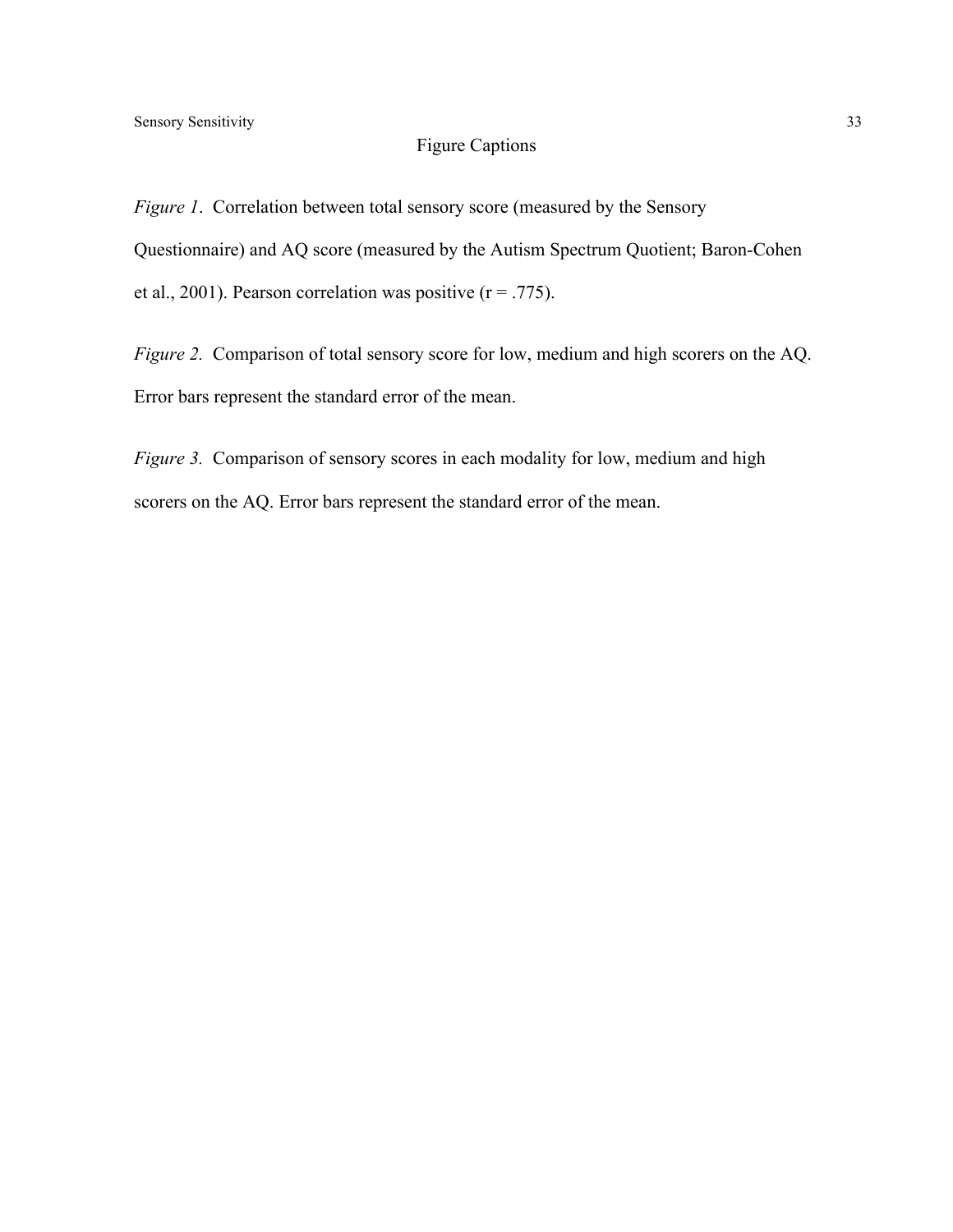# Figure Captions

*Figure 1*. Correlation between total sensory score (measured by the Sensory Questionnaire) and AQ score (measured by the Autism Spectrum Quotient; Baron-Cohen et al., 2001). Pearson correlation was positive ($r = .775$).

*Figure 2.* Comparison of total sensory score for low, medium and high scorers on the AQ. Error bars represent the standard error of the mean.

*Figure 3.* Comparison of sensory scores in each modality for low, medium and high scorers on the AQ. Error bars represent the standard error of the mean.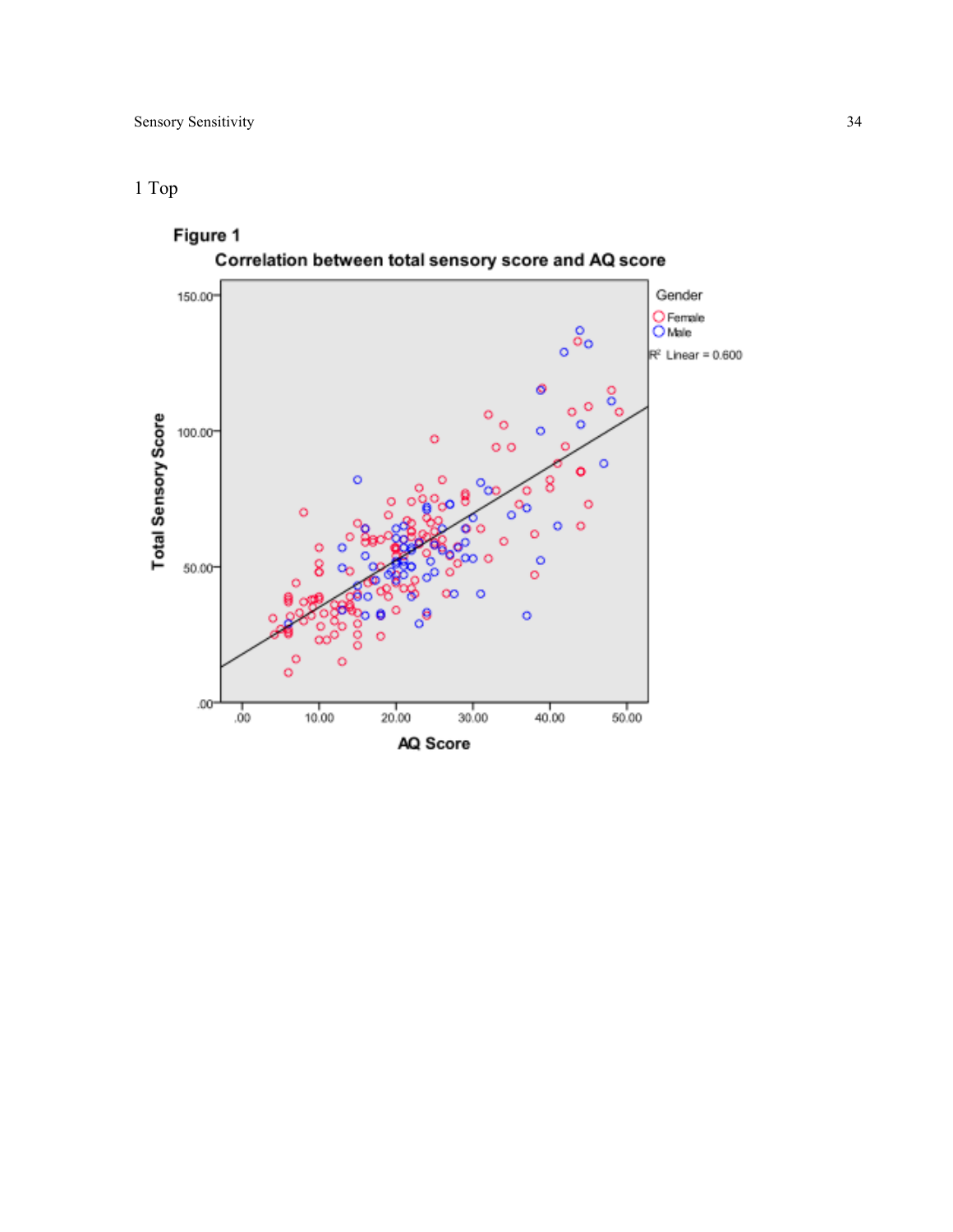1 Top

**Figure 1**

**Correlation between total sensory score and AQ score**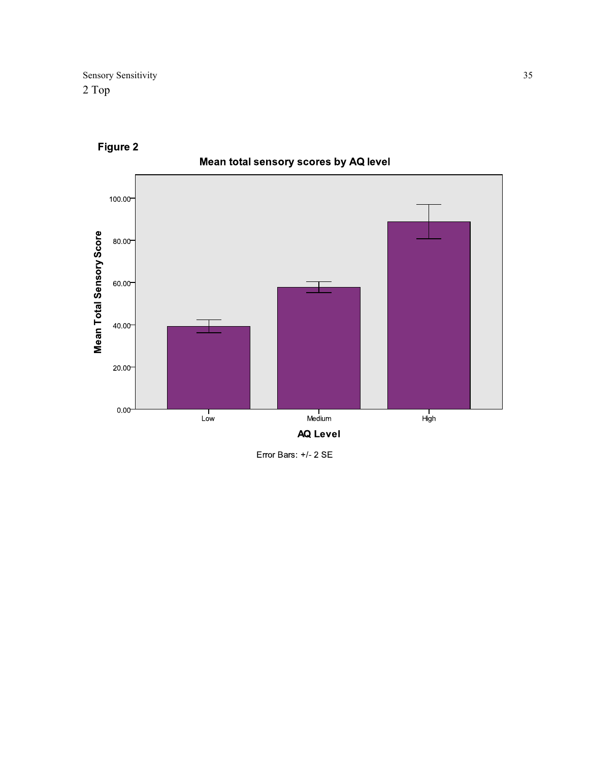2 Top

**Figure 2**

Mean total sensory scores by AQ level

Error Bars: +/- 2 SE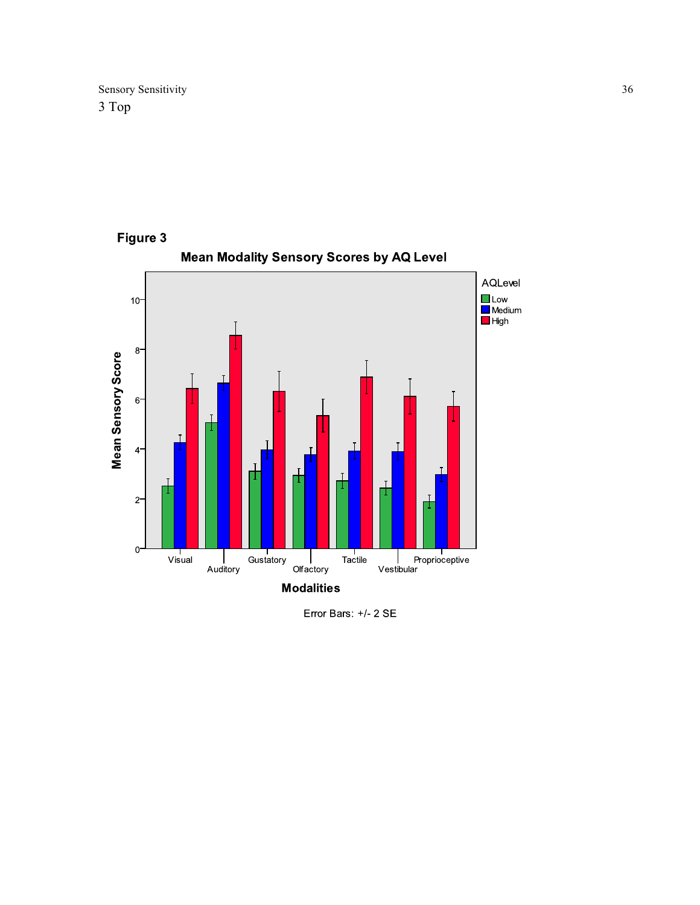3 Top

**Figure 3**

**Mean Modality Sensory Scores by AQ Level**

Error Bars: +/- 2 SE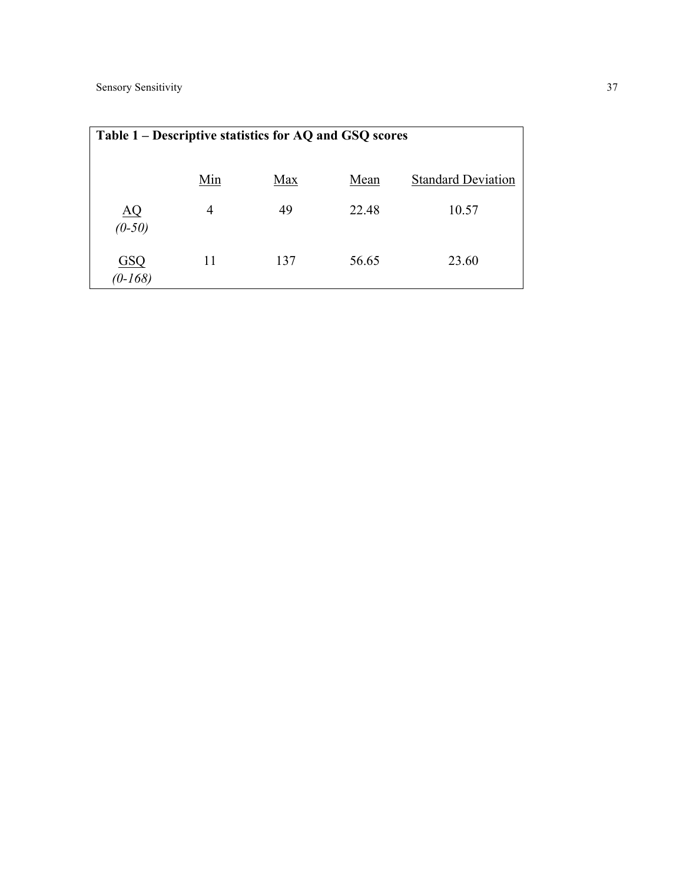**Table 1 – Descriptive statistics for AQ and GSQ scores**

| | Min | Max | Mean | Standard Deviation |
|---|---|---|---|---|
| AQ *(0-50)* | 4 | 49 | 22.48 | 10.57 |
| GSQ *(0-168)* | 11 | 137 | 56.65 | 23.60 |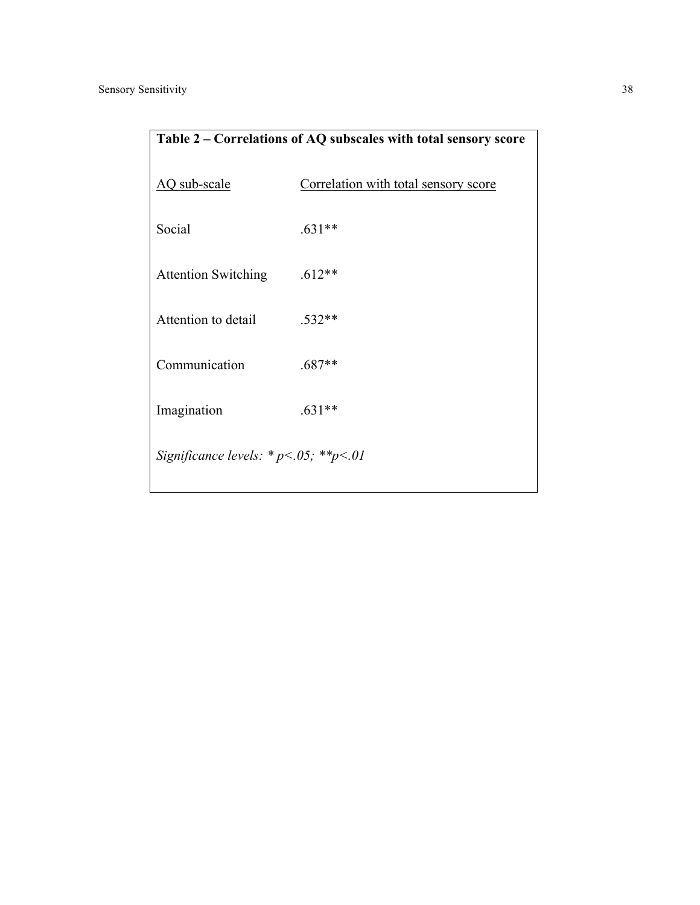**Table 2 – Correlations of AQ subscales with total sensory score**

| AQ sub-scale | Correlation with total sensory score |
| --- | --- |
| Social | .631** |
| Attention Switching | .612** |
| Attention to detail | .532** |
| Communication | .687** |
| Imagination | .631** |

*Significance levels: * p<.05; **p<.01*